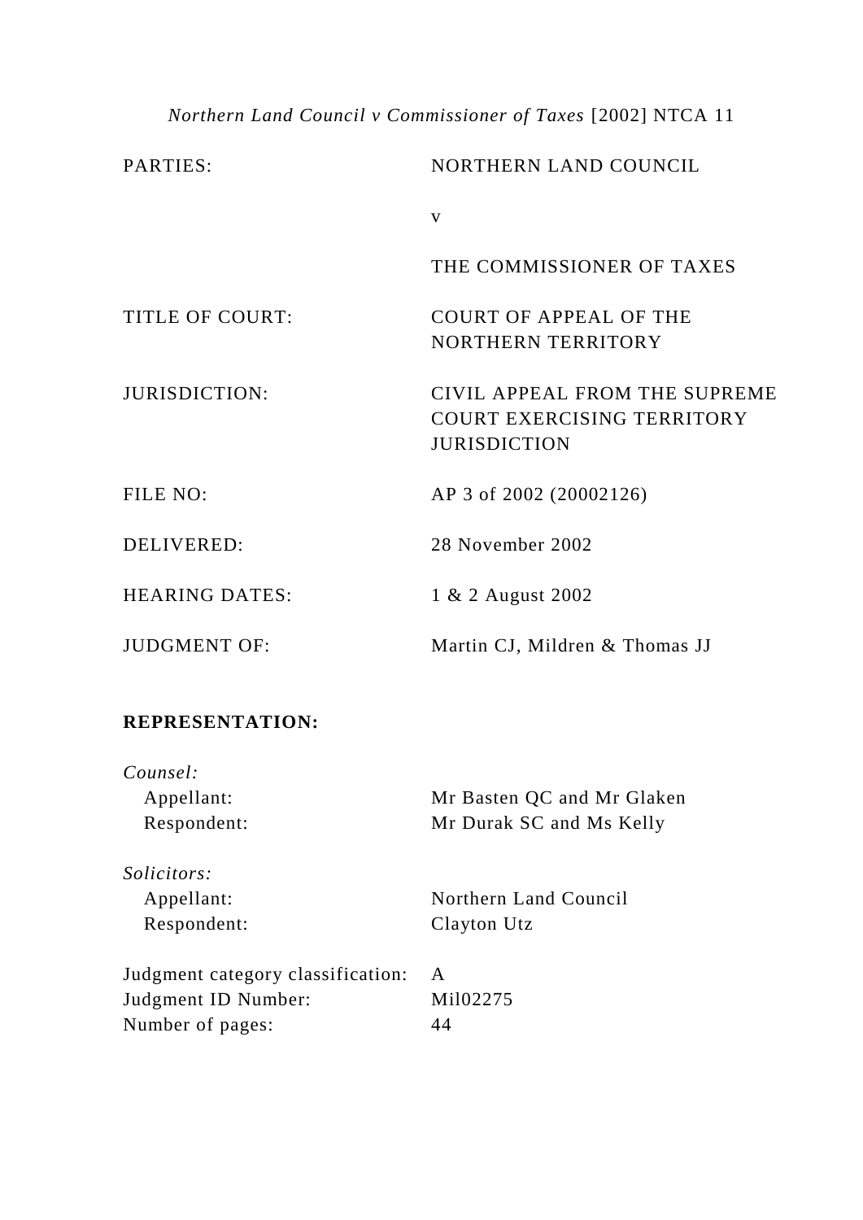*Northern Land Council v Commissioner of Taxes* [2002] NTCA 11

| | |
|---|---|
| PARTIES: | NORTHERN LAND COUNCIL |
| | v |
| | THE COMMISSIONER OF TAXES |
| TITLE OF COURT: | COURT OF APPEAL OF THE NORTHERN TERRITORY |
| JURISDICTION: | CIVIL APPEAL FROM THE SUPREME COURT EXERCISING TERRITORY JURISDICTION |
| FILE NO: | AP 3 of 2002 (20002126) |
| DELIVERED: | 28 November 2002 |
| HEARING DATES: | 1 & 2 August 2002 |
| JUDGMENT OF: | Martin CJ, Mildren & Thomas JJ |

**REPRESENTATION:**

*Counsel:*

| | |
|---|---|
| Appellant: | Mr Basten QC and Mr Glaken |
| Respondent: | Mr Durak SC and Ms Kelly |

*Solicitors:*

| | |
|---|---|
| Appellant: | Northern Land Council |
| Respondent: | Clayton Utz |

| | |
|---|---|
| Judgment category classification: | A |
| Judgment ID Number: | Mil02275 |
| Number of pages: | 44 |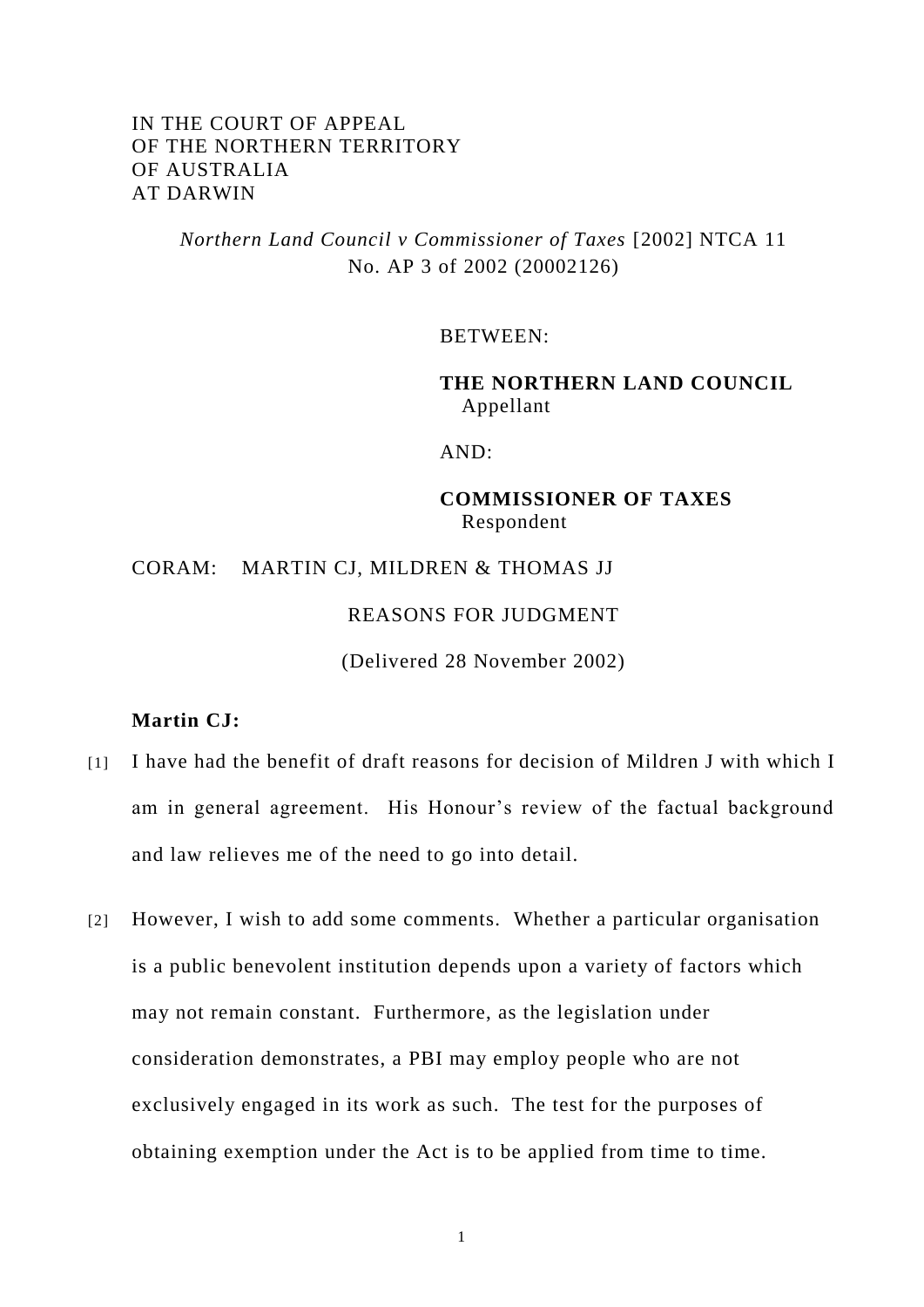IN THE COURT OF APPEAL
OF THE NORTHERN TERRITORY
OF AUSTRALIA
AT DARWIN

*Northern Land Council v Commissioner of Taxes* [2002] NTCA 11
No. AP 3 of 2002 (20002126)

BETWEEN:

**THE NORTHERN LAND COUNCIL**
Appellant

AND:

**COMMISSIONER OF TAXES**
Respondent

CORAM: MARTIN CJ, MILDREN & THOMAS JJ

REASONS FOR JUDGMENT

(Delivered 28 November 2002)

**Martin CJ:**

[1] I have had the benefit of draft reasons for decision of Mildren J with which I am in general agreement. His Honour's review of the factual background and law relieves me of the need to go into detail.

[2] However, I wish to add some comments. Whether a particular organisation is a public benevolent institution depends upon a variety of factors which may not remain constant. Furthermore, as the legislation under consideration demonstrates, a PBI may employ people who are not exclusively engaged in its work as such. The test for the purposes of obtaining exemption under the Act is to be applied from time to time.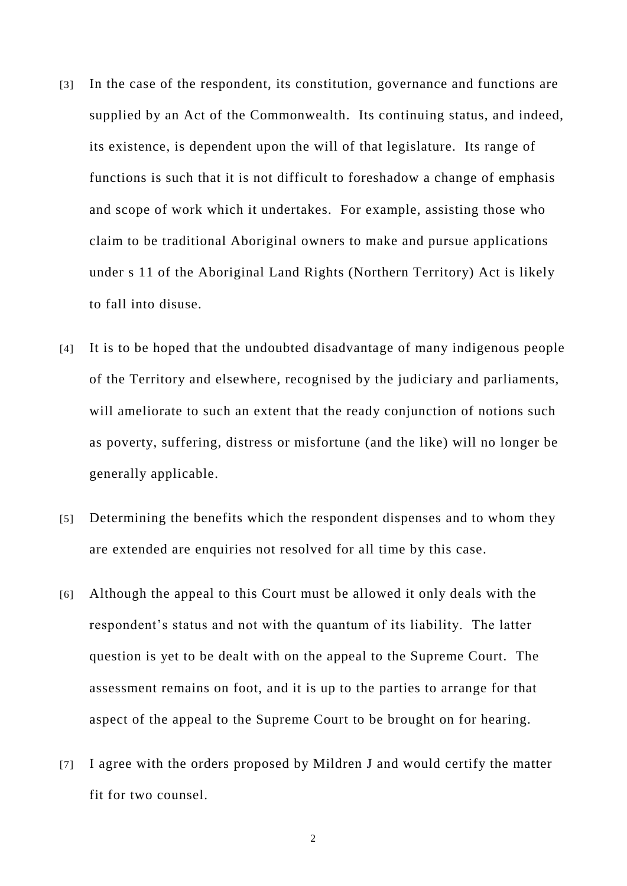[3] In the case of the respondent, its constitution, governance and functions are supplied by an Act of the Commonwealth. Its continuing status, and indeed, its existence, is dependent upon the will of that legislature. Its range of functions is such that it is not difficult to foreshadow a change of emphasis and scope of work which it undertakes. For example, assisting those who claim to be traditional Aboriginal owners to make and pursue applications under s 11 of the Aboriginal Land Rights (Northern Territory) Act is likely to fall into disuse.

[4] It is to be hoped that the undoubted disadvantage of many indigenous people of the Territory and elsewhere, recognised by the judiciary and parliaments, will ameliorate to such an extent that the ready conjunction of notions such as poverty, suffering, distress or misfortune (and the like) will no longer be generally applicable.

[5] Determining the benefits which the respondent dispenses and to whom they are extended are enquiries not resolved for all time by this case.

[6] Although the appeal to this Court must be allowed it only deals with the respondent's status and not with the quantum of its liability. The latter question is yet to be dealt with on the appeal to the Supreme Court. The assessment remains on foot, and it is up to the parties to arrange for that aspect of the appeal to the Supreme Court to be brought on for hearing.

[7] I agree with the orders proposed by Mildren J and would certify the matter fit for two counsel.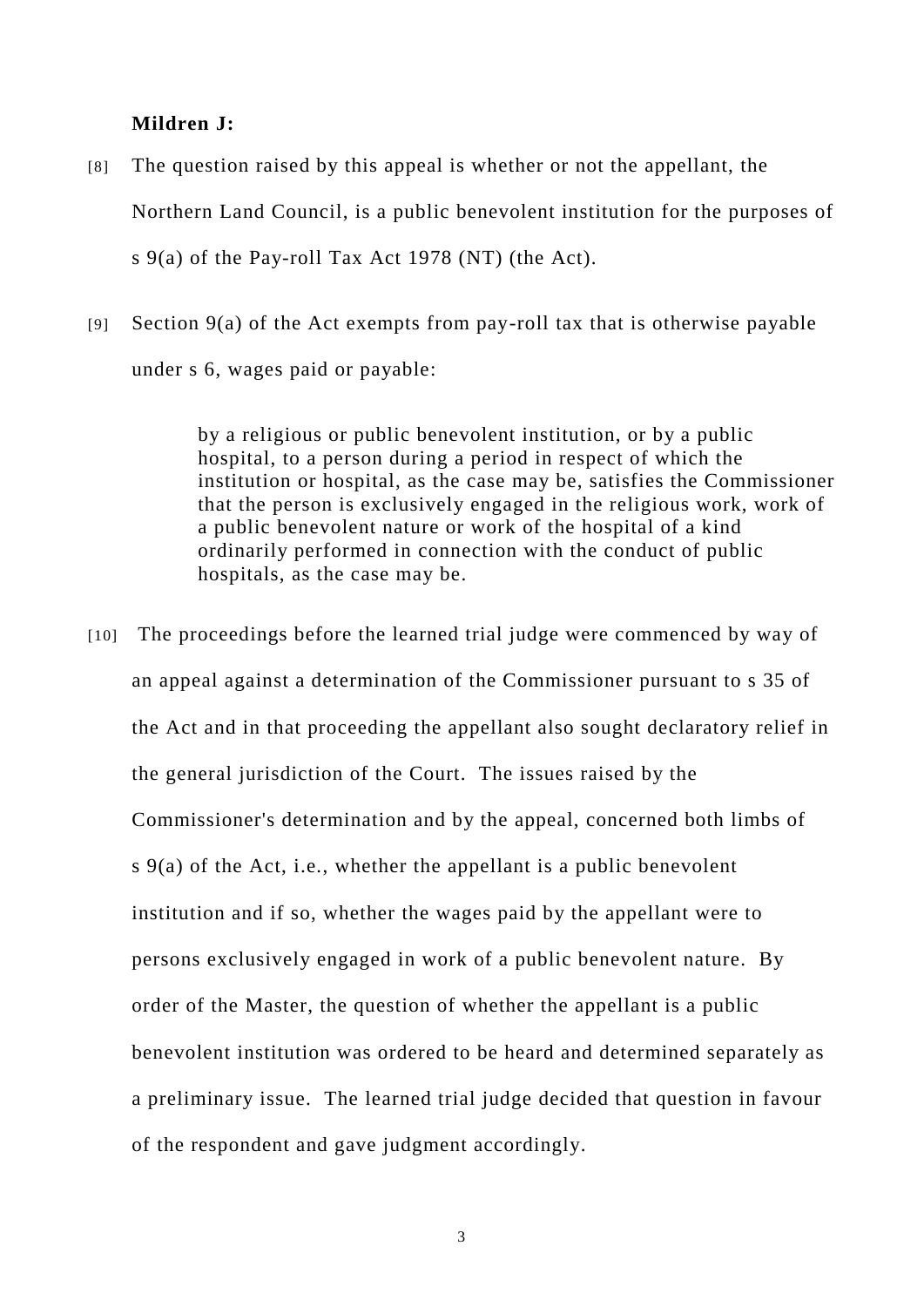**Mildren J:**

[8] The question raised by this appeal is whether or not the appellant, the Northern Land Council, is a public benevolent institution for the purposes of s 9(a) of the Pay-roll Tax Act 1978 (NT) (the Act).

[9] Section 9(a) of the Act exempts from pay-roll tax that is otherwise payable under s 6, wages paid or payable:

> by a religious or public benevolent institution, or by a public hospital, to a person during a period in respect of which the institution or hospital, as the case may be, satisfies the Commissioner that the person is exclusively engaged in the religious work, work of a public benevolent nature or work of the hospital of a kind ordinarily performed in connection with the conduct of public hospitals, as the case may be.

[10] The proceedings before the learned trial judge were commenced by way of an appeal against a determination of the Commissioner pursuant to s 35 of the Act and in that proceeding the appellant also sought declaratory relief in the general jurisdiction of the Court. The issues raised by the Commissioner's determination and by the appeal, concerned both limbs of s 9(a) of the Act, i.e., whether the appellant is a public benevolent institution and if so, whether the wages paid by the appellant were to persons exclusively engaged in work of a public benevolent nature. By order of the Master, the question of whether the appellant is a public benevolent institution was ordered to be heard and determined separately as a preliminary issue. The learned trial judge decided that question in favour of the respondent and gave judgment accordingly.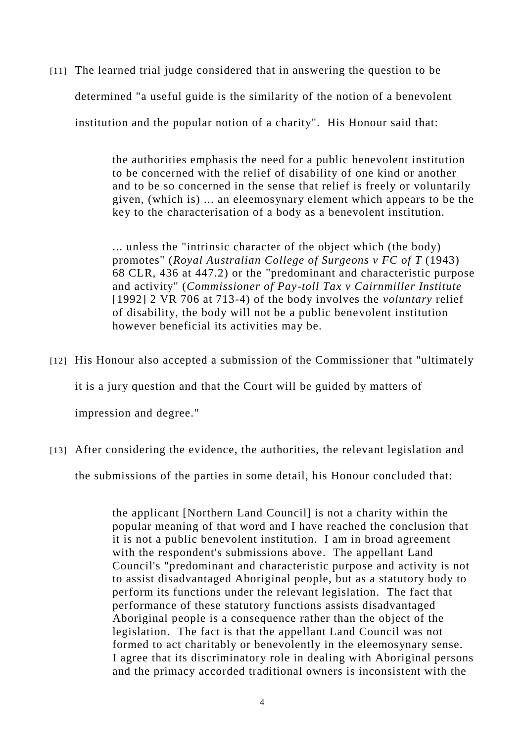[11] The learned trial judge considered that in answering the question to be determined "a useful guide is the similarity of the notion of a benevolent institution and the popular notion of a charity". His Honour said that:

> the authorities emphasis the need for a public benevolent institution to be concerned with the relief of disability of one kind or another and to be so concerned in the sense that relief is freely or voluntarily given, (which is) ... an eleemosynary element which appears to be the key to the characterisation of a body as a benevolent institution.
>
> ... unless the "intrinsic character of the object which (the body) promotes" (*Royal Australian College of Surgeons v FC of T* (1943) 68 CLR, 436 at 447.2) or the "predominant and characteristic purpose and activity" (*Commissioner of Pay-toll Tax v Cairnmiller Institute* [1992] 2 VR 706 at 713-4) of the body involves the *voluntary* relief of disability, the body will not be a public benevolent institution however beneficial its activities may be.

[12] His Honour also accepted a submission of the Commissioner that "ultimately it is a jury question and that the Court will be guided by matters of impression and degree."

[13] After considering the evidence, the authorities, the relevant legislation and the submissions of the parties in some detail, his Honour concluded that:

> the applicant [Northern Land Council] is not a charity within the popular meaning of that word and I have reached the conclusion that it is not a public benevolent institution. I am in broad agreement with the respondent's submissions above. The appellant Land Council's "predominant and characteristic purpose and activity is not to assist disadvantaged Aboriginal people, but as a statutory body to perform its functions under the relevant legislation. The fact that performance of these statutory functions assists disadvantaged Aboriginal people is a consequence rather than the object of the legislation. The fact is that the appellant Land Council was not formed to act charitably or benevolently in the eleemosynary sense. I agree that its discriminatory role in dealing with Aboriginal persons and the primacy accorded traditional owners is inconsistent with the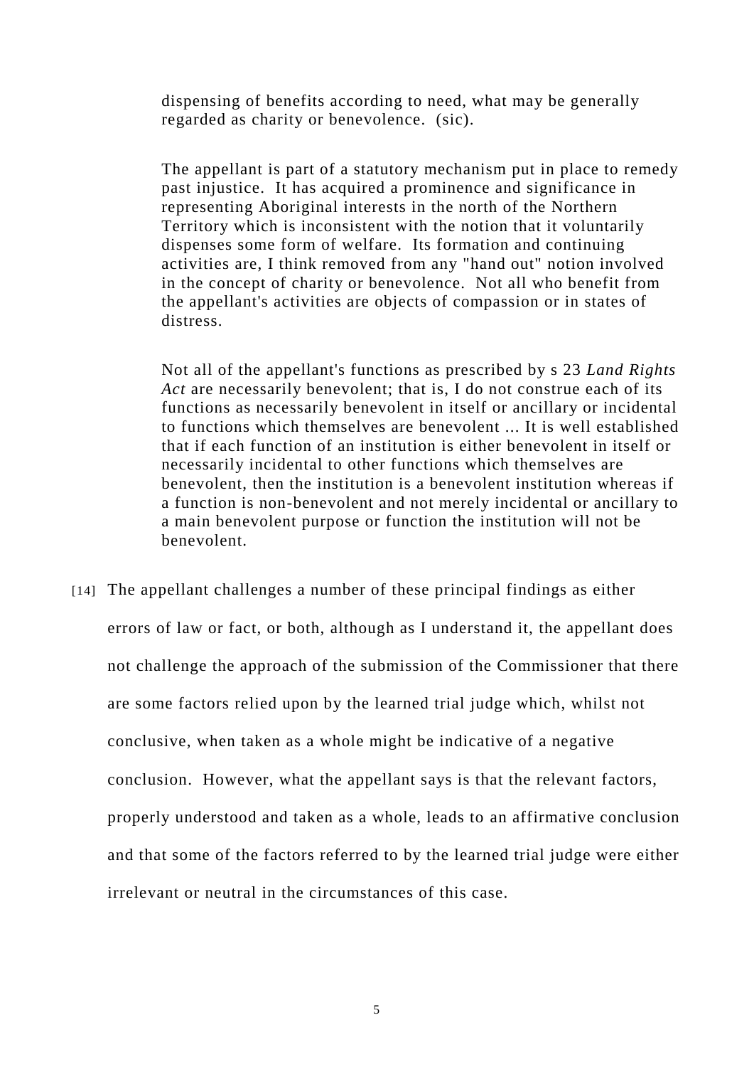> dispensing of benefits according to need, what may be generally regarded as charity or benevolence. (sic).
>
> The appellant is part of a statutory mechanism put in place to remedy past injustice. It has acquired a prominence and significance in representing Aboriginal interests in the north of the Northern Territory which is inconsistent with the notion that it voluntarily dispenses some form of welfare. Its formation and continuing activities are, I think removed from any "hand out" notion involved in the concept of charity or benevolence. Not all who benefit from the appellant's activities are objects of compassion or in states of distress.
>
> Not all of the appellant's functions as prescribed by s 23 *Land Rights Act* are necessarily benevolent; that is, I do not construe each of its functions as necessarily benevolent in itself or ancillary or incidental to functions which themselves are benevolent ... It is well established that if each function of an institution is either benevolent in itself or necessarily incidental to other functions which themselves are benevolent, then the institution is a benevolent institution whereas if a function is non-benevolent and not merely incidental or ancillary to a main benevolent purpose or function the institution will not be benevolent.

[14] The appellant challenges a number of these principal findings as either errors of law or fact, or both, although as I understand it, the appellant does not challenge the approach of the submission of the Commissioner that there are some factors relied upon by the learned trial judge which, whilst not conclusive, when taken as a whole might be indicative of a negative conclusion. However, what the appellant says is that the relevant factors, properly understood and taken as a whole, leads to an affirmative conclusion and that some of the factors referred to by the learned trial judge were either irrelevant or neutral in the circumstances of this case.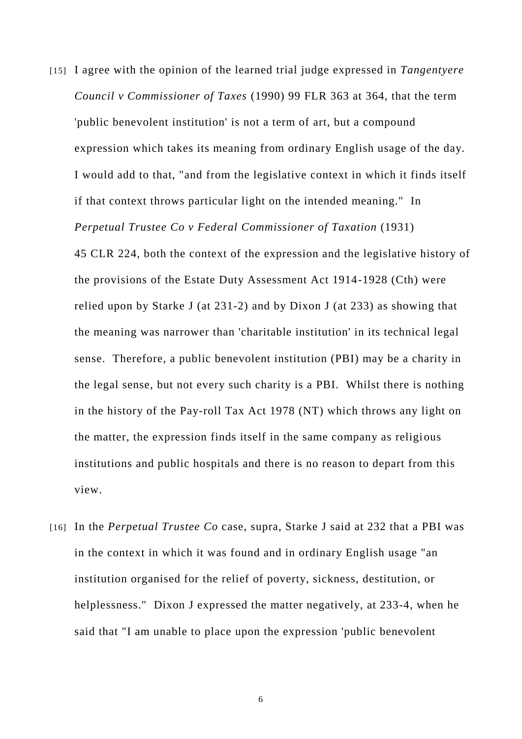[15] I agree with the opinion of the learned trial judge expressed in *Tangentyere Council v Commissioner of Taxes* (1990) 99 FLR 363 at 364, that the term 'public benevolent institution' is not a term of art, but a compound expression which takes its meaning from ordinary English usage of the day. I would add to that, "and from the legislative context in which it finds itself if that context throws particular light on the intended meaning." In *Perpetual Trustee Co v Federal Commissioner of Taxation* (1931) 45 CLR 224, both the context of the expression and the legislative history of the provisions of the Estate Duty Assessment Act 1914-1928 (Cth) were relied upon by Starke J (at 231-2) and by Dixon J (at 233) as showing that the meaning was narrower than 'charitable institution' in its technical legal sense. Therefore, a public benevolent institution (PBI) may be a charity in the legal sense, but not every such charity is a PBI. Whilst there is nothing in the history of the Pay-roll Tax Act 1978 (NT) which throws any light on the matter, the expression finds itself in the same company as religious institutions and public hospitals and there is no reason to depart from this view.

[16] In the *Perpetual Trustee Co* case, supra, Starke J said at 232 that a PBI was in the context in which it was found and in ordinary English usage "an institution organised for the relief of poverty, sickness, destitution, or helplessness." Dixon J expressed the matter negatively, at 233-4, when he said that "I am unable to place upon the expression 'public benevolent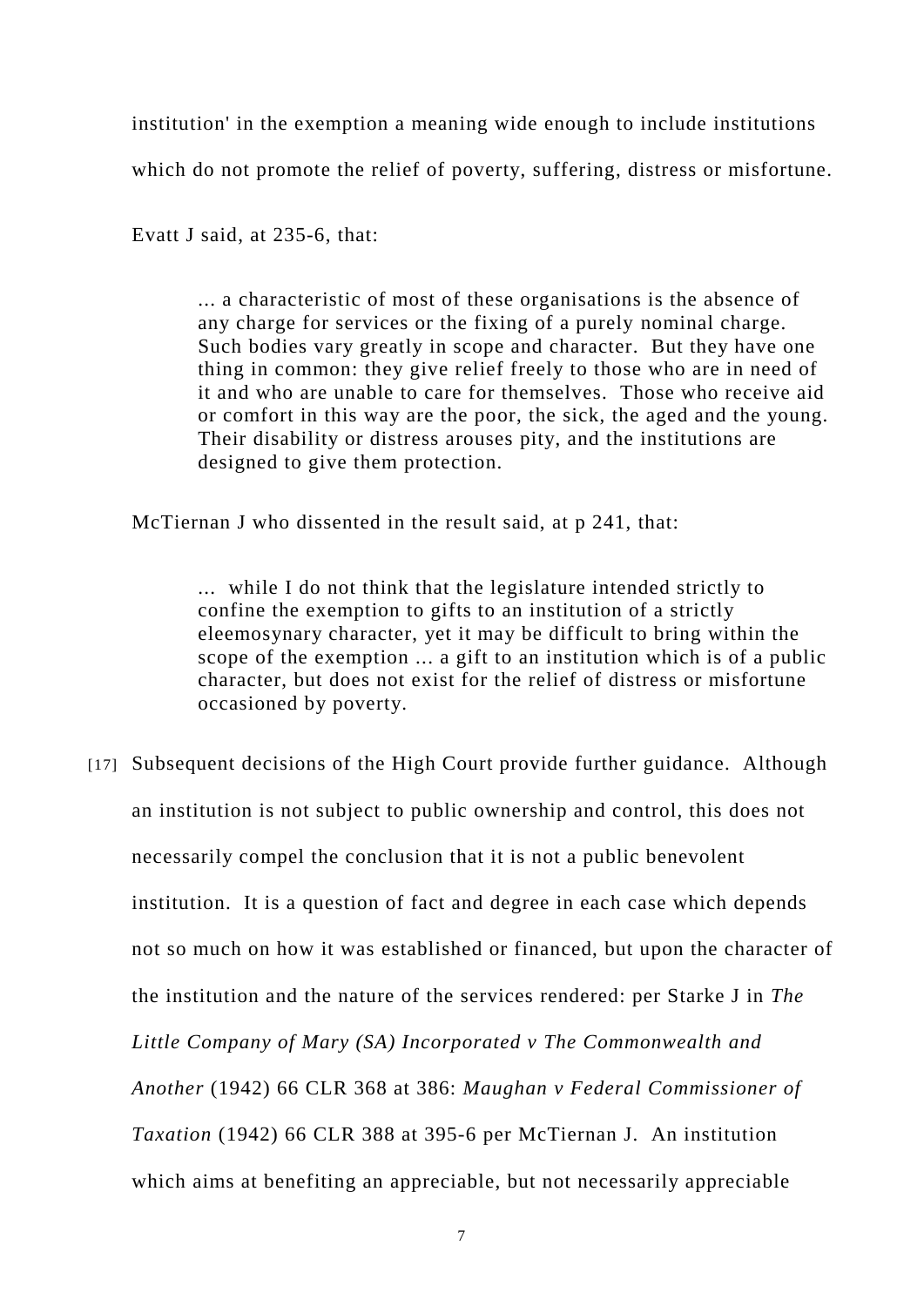institution' in the exemption a meaning wide enough to include institutions which do not promote the relief of poverty, suffering, distress or misfortune.

Evatt J said, at 235-6, that:

> ... a characteristic of most of these organisations is the absence of any charge for services or the fixing of a purely nominal charge. Such bodies vary greatly in scope and character. But they have one thing in common: they give relief freely to those who are in need of it and who are unable to care for themselves. Those who receive aid or comfort in this way are the poor, the sick, the aged and the young. Their disability or distress arouses pity, and the institutions are designed to give them protection.

McTiernan J who dissented in the result said, at p 241, that:

> ... while I do not think that the legislature intended strictly to confine the exemption to gifts to an institution of a strictly eleemosynary character, yet it may be difficult to bring within the scope of the exemption ... a gift to an institution which is of a public character, but does not exist for the relief of distress or misfortune occasioned by poverty.

[17] Subsequent decisions of the High Court provide further guidance. Although an institution is not subject to public ownership and control, this does not necessarily compel the conclusion that it is not a public benevolent institution. It is a question of fact and degree in each case which depends not so much on how it was established or financed, but upon the character of the institution and the nature of the services rendered: per Starke J in *The Little Company of Mary (SA) Incorporated v The Commonwealth and Another* (1942) 66 CLR 368 at 386: *Maughan v Federal Commissioner of Taxation* (1942) 66 CLR 388 at 395-6 per McTiernan J. An institution which aims at benefiting an appreciable, but not necessarily appreciable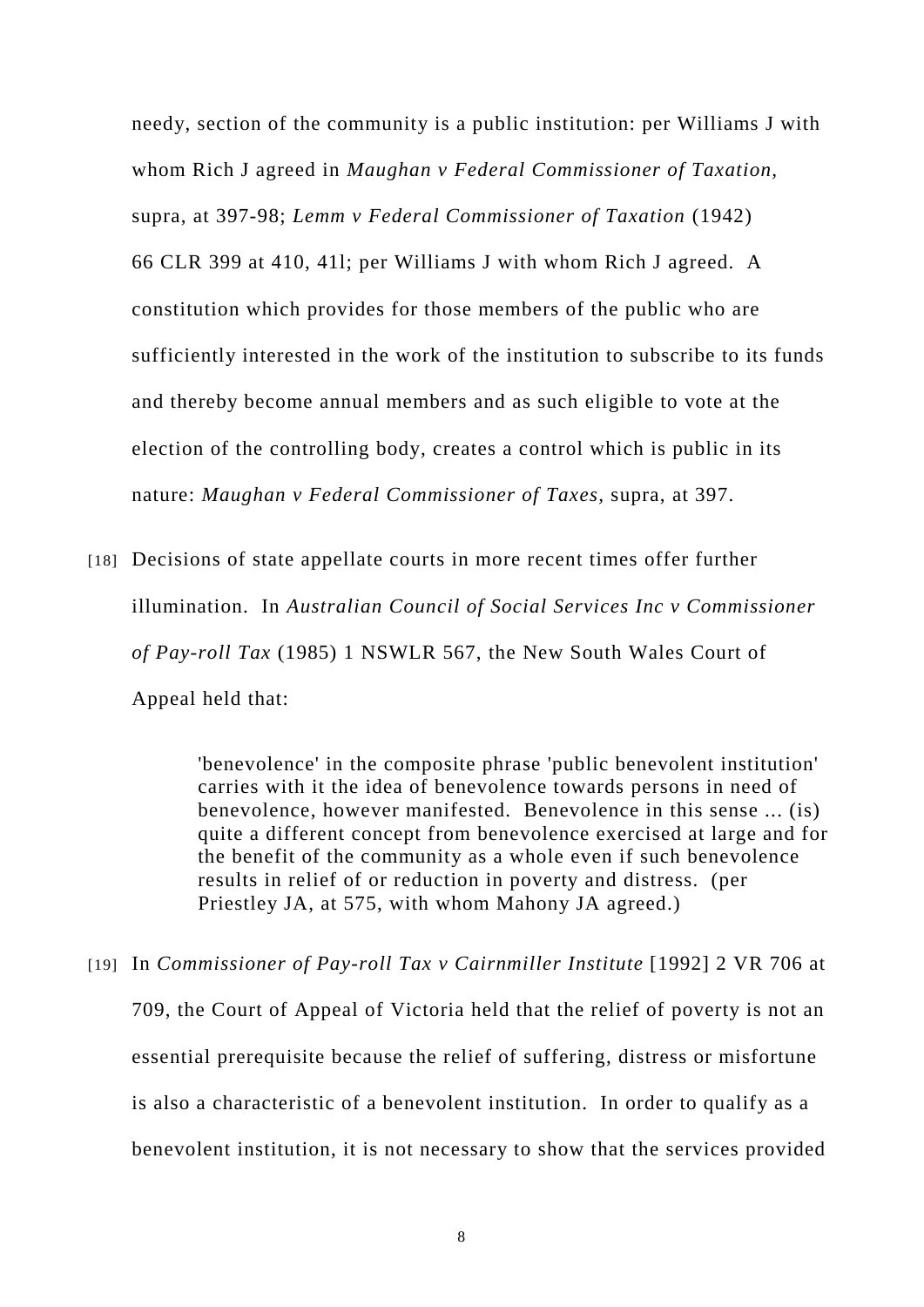needy, section of the community is a public institution: per Williams J with whom Rich J agreed in *Maughan v Federal Commissioner of Taxation,* supra, at 397-98; *Lemm v Federal Commissioner of Taxation* (1942) 66 CLR 399 at 410, 41l; per Williams J with whom Rich J agreed. A constitution which provides for those members of the public who are sufficiently interested in the work of the institution to subscribe to its funds and thereby become annual members and as such eligible to vote at the election of the controlling body, creates a control which is public in its nature: *Maughan v Federal Commissioner of Taxes,* supra, at 397.

[18] Decisions of state appellate courts in more recent times offer further illumination. In *Australian Council of Social Services Inc v Commissioner of Pay-roll Tax* (1985) 1 NSWLR 567, the New South Wales Court of Appeal held that:

> 'benevolence' in the composite phrase 'public benevolent institution' carries with it the idea of benevolence towards persons in need of benevolence, however manifested. Benevolence in this sense ... (is) quite a different concept from benevolence exercised at large and for the benefit of the community as a whole even if such benevolence results in relief of or reduction in poverty and distress. (per Priestley JA, at 575, with whom Mahony JA agreed.)

[19] In *Commissioner of Pay-roll Tax v Cairnmiller Institute* [1992] 2 VR 706 at 709, the Court of Appeal of Victoria held that the relief of poverty is not an essential prerequisite because the relief of suffering, distress or misfortune is also a characteristic of a benevolent institution. In order to qualify as a benevolent institution, it is not necessary to show that the services provided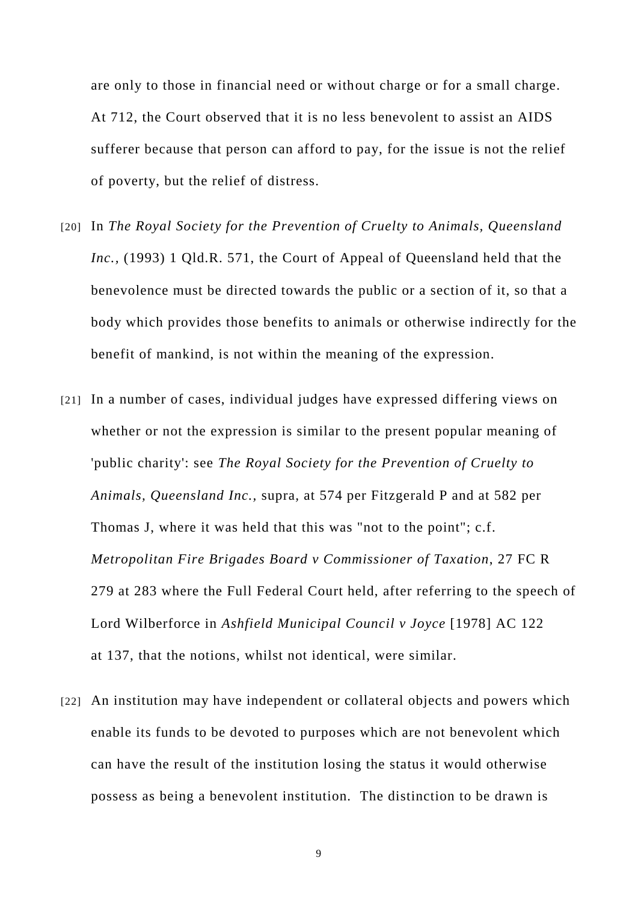are only to those in financial need or without charge or for a small charge. At 712, the Court observed that it is no less benevolent to assist an AIDS sufferer because that person can afford to pay, for the issue is not the relief of poverty, but the relief of distress.

[20] In *The Royal Society for the Prevention of Cruelty to Animals, Queensland Inc.*, (1993) 1 Qld.R. 571, the Court of Appeal of Queensland held that the benevolence must be directed towards the public or a section of it, so that a body which provides those benefits to animals or otherwise indirectly for the benefit of mankind, is not within the meaning of the expression.

[21] In a number of cases, individual judges have expressed differing views on whether or not the expression is similar to the present popular meaning of 'public charity': see *The Royal Society for the Prevention of Cruelty to Animals, Queensland Inc.*, supra, at 574 per Fitzgerald P and at 582 per Thomas J, where it was held that this was "not to the point"; c.f. *Metropolitan Fire Brigades Board v Commissioner of Taxation*, 27 FC R 279 at 283 where the Full Federal Court held, after referring to the speech of Lord Wilberforce in *Ashfield Municipal Council v Joyce* [1978] AC 122 at 137, that the notions, whilst not identical, were similar.

[22] An institution may have independent or collateral objects and powers which enable its funds to be devoted to purposes which are not benevolent which can have the result of the institution losing the status it would otherwise possess as being a benevolent institution. The distinction to be drawn is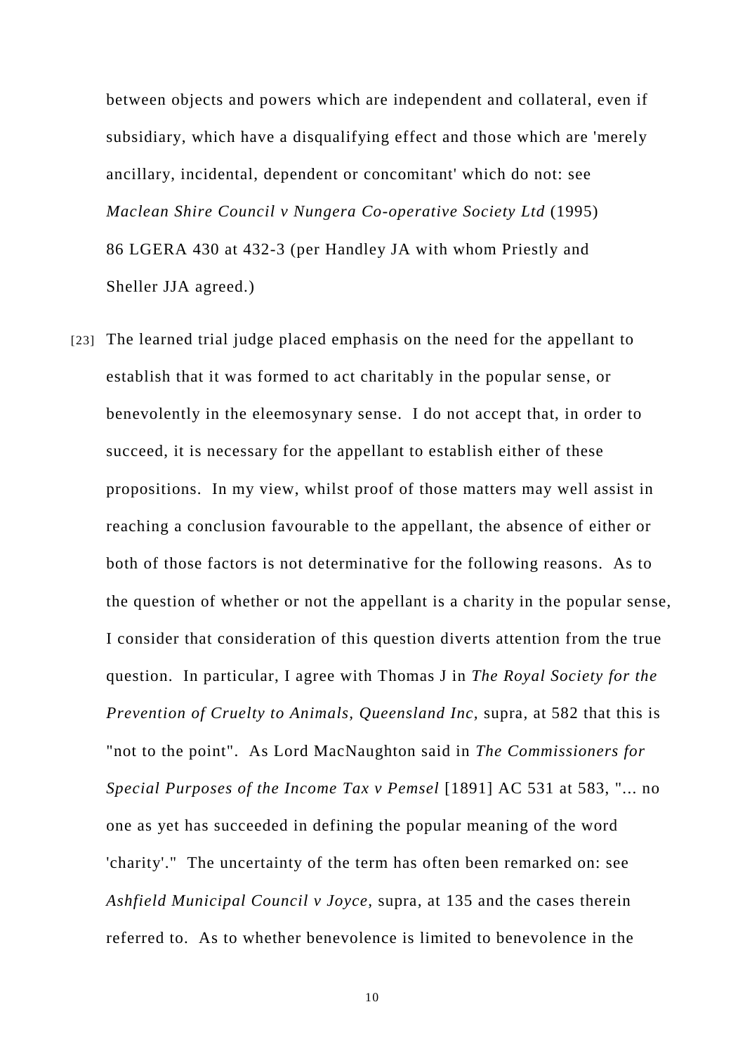between objects and powers which are independent and collateral, even if subsidiary, which have a disqualifying effect and those which are 'merely ancillary, incidental, dependent or concomitant' which do not: see *Maclean Shire Council v Nungera Co-operative Society Ltd* (1995) 86 LGERA 430 at 432-3 (per Handley JA with whom Priestly and Sheller JJA agreed.)

[23] The learned trial judge placed emphasis on the need for the appellant to establish that it was formed to act charitably in the popular sense, or benevolently in the eleemosynary sense. I do not accept that, in order to succeed, it is necessary for the appellant to establish either of these propositions. In my view, whilst proof of those matters may well assist in reaching a conclusion favourable to the appellant, the absence of either or both of those factors is not determinative for the following reasons. As to the question of whether or not the appellant is a charity in the popular sense, I consider that consideration of this question diverts attention from the true question. In particular, I agree with Thomas J in *The Royal Society for the Prevention of Cruelty to Animals, Queensland Inc*, supra, at 582 that this is "not to the point". As Lord MacNaughton said in *The Commissioners for Special Purposes of the Income Tax v Pemsel* [1891] AC 531 at 583, "... no one as yet has succeeded in defining the popular meaning of the word 'charity'." The uncertainty of the term has often been remarked on: see *Ashfield Municipal Council v Joyce*, supra, at 135 and the cases therein referred to. As to whether benevolence is limited to benevolence in the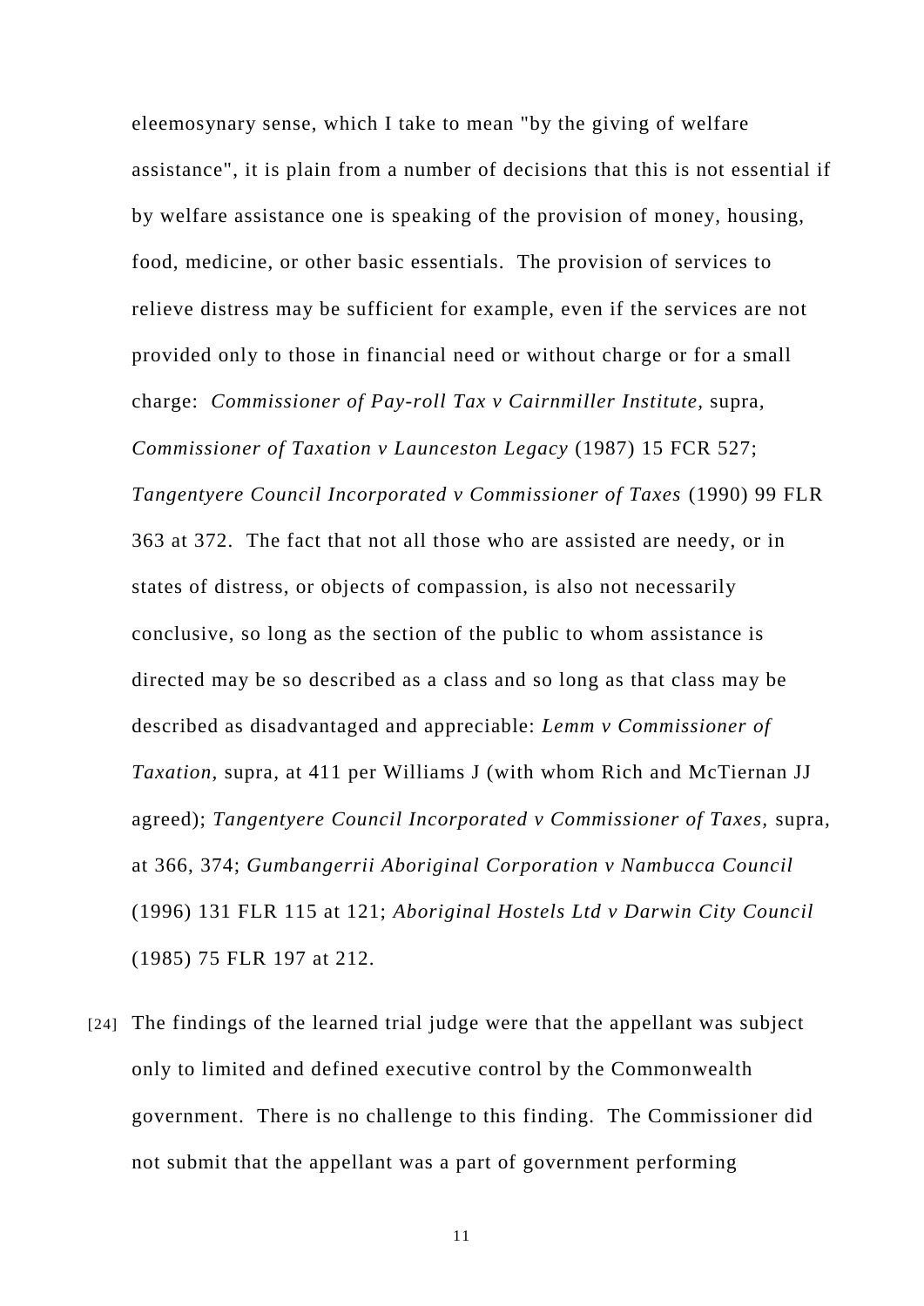eleemosynary sense, which I take to mean "by the giving of welfare assistance", it is plain from a number of decisions that this is not essential if by welfare assistance one is speaking of the provision of money, housing, food, medicine, or other basic essentials. The provision of services to relieve distress may be sufficient for example, even if the services are not provided only to those in financial need or without charge or for a small charge: *Commissioner of Pay-roll Tax v Cairnmiller Institute,* supra, *Commissioner of Taxation v Launceston Legacy* (1987) 15 FCR 527; *Tangentyere Council Incorporated v Commissioner of Taxes* (1990) 99 FLR 363 at 372. The fact that not all those who are assisted are needy, or in states of distress, or objects of compassion, is also not necessarily conclusive, so long as the section of the public to whom assistance is directed may be so described as a class and so long as that class may be described as disadvantaged and appreciable: *Lemm v Commissioner of Taxation,* supra, at 411 per Williams J (with whom Rich and McTiernan JJ agreed); *Tangentyere Council Incorporated v Commissioner of Taxes,* supra, at 366, 374; *Gumbangerrii Aboriginal Corporation v Nambucca Council* (1996) 131 FLR 115 at 121; *Aboriginal Hostels Ltd v Darwin City Council* (1985) 75 FLR 197 at 212.

[24] The findings of the learned trial judge were that the appellant was subject only to limited and defined executive control by the Commonwealth government. There is no challenge to this finding. The Commissioner did not submit that the appellant was a part of government performing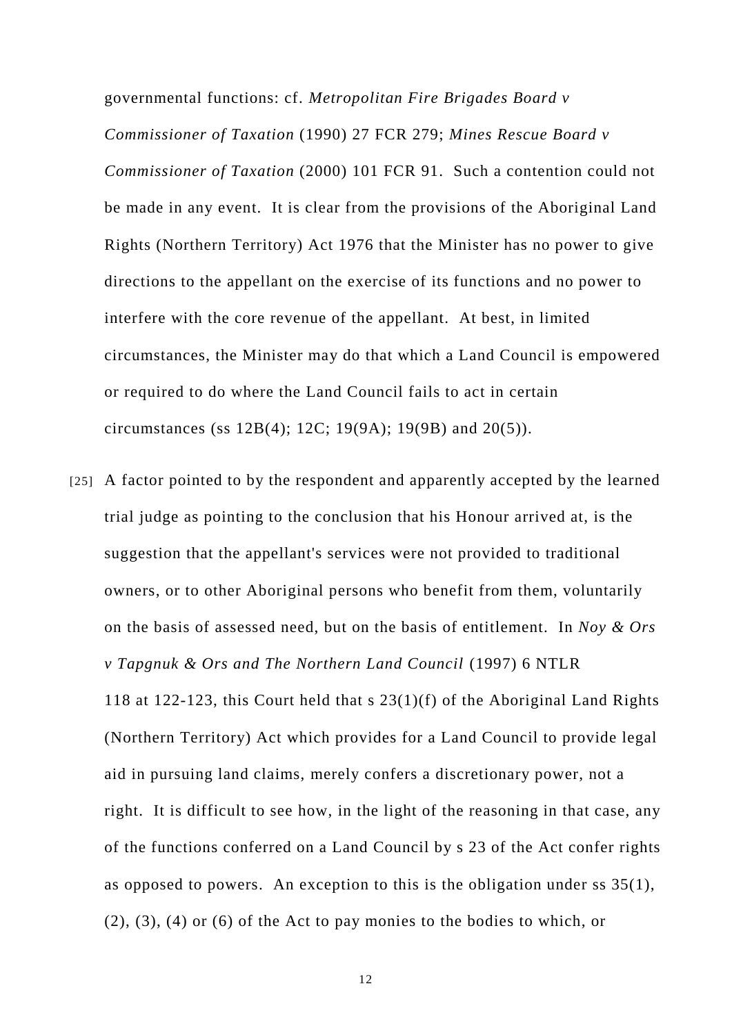governmental functions: cf. *Metropolitan Fire Brigades Board v Commissioner of Taxation* (1990) 27 FCR 279; *Mines Rescue Board v Commissioner of Taxation* (2000) 101 FCR 91. Such a contention could not be made in any event. It is clear from the provisions of the Aboriginal Land Rights (Northern Territory) Act 1976 that the Minister has no power to give directions to the appellant on the exercise of its functions and no power to interfere with the core revenue of the appellant. At best, in limited circumstances, the Minister may do that which a Land Council is empowered or required to do where the Land Council fails to act in certain circumstances (ss 12B(4); 12C; 19(9A); 19(9B) and 20(5)).

[25] A factor pointed to by the respondent and apparently accepted by the learned trial judge as pointing to the conclusion that his Honour arrived at, is the suggestion that the appellant's services were not provided to traditional owners, or to other Aboriginal persons who benefit from them, voluntarily on the basis of assessed need, but on the basis of entitlement. In *Noy & Ors v Tapgnuk & Ors and The Northern Land Council* (1997) 6 NTLR 118 at 122-123, this Court held that s 23(1)(f) of the Aboriginal Land Rights (Northern Territory) Act which provides for a Land Council to provide legal aid in pursuing land claims, merely confers a discretionary power, not a right. It is difficult to see how, in the light of the reasoning in that case, any of the functions conferred on a Land Council by s 23 of the Act confer rights as opposed to powers. An exception to this is the obligation under ss 35(1), (2), (3), (4) or (6) of the Act to pay monies to the bodies to which, or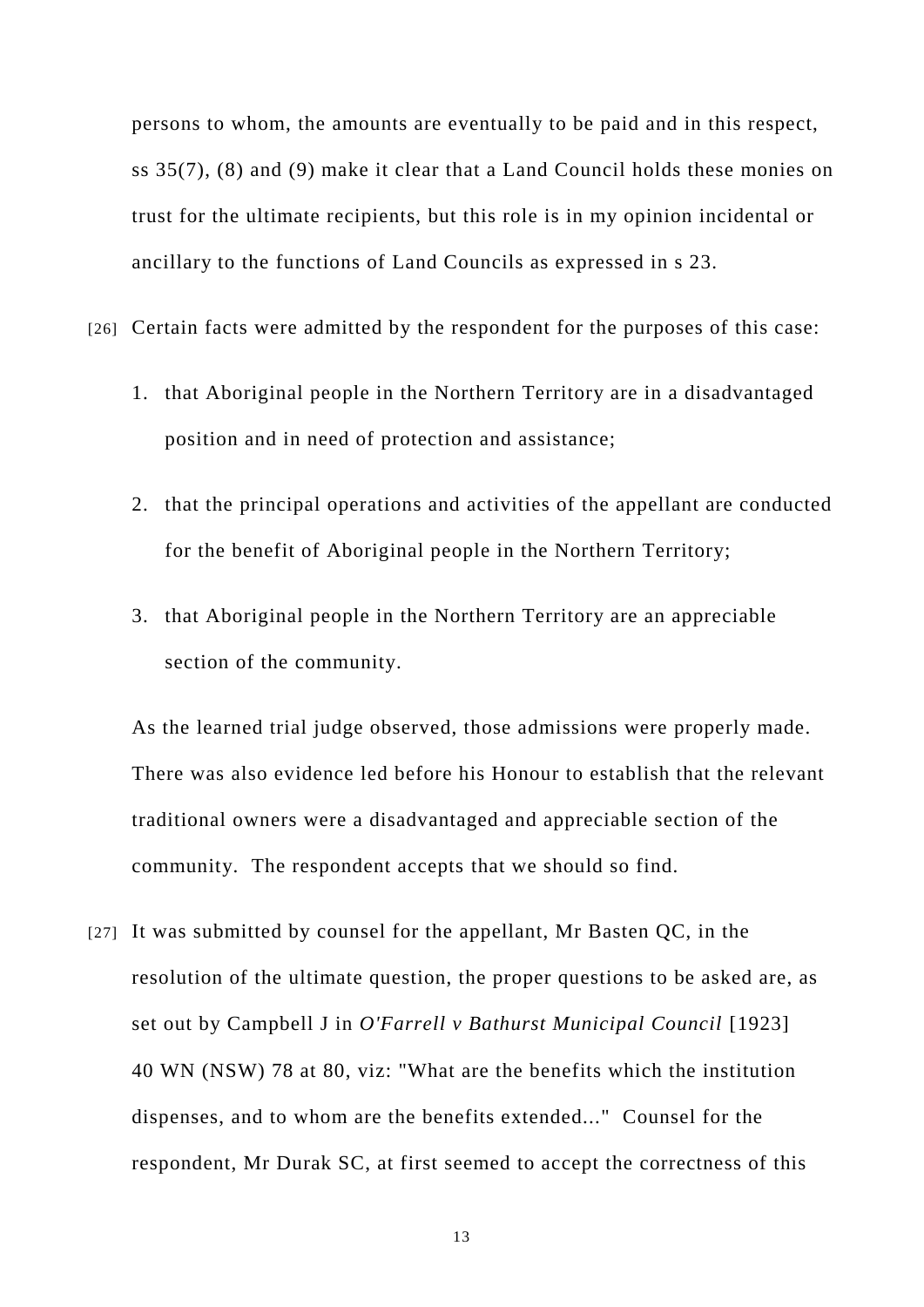persons to whom, the amounts are eventually to be paid and in this respect, ss 35(7), (8) and (9) make it clear that a Land Council holds these monies on trust for the ultimate recipients, but this role is in my opinion incidental or ancillary to the functions of Land Councils as expressed in s 23.

[26] Certain facts were admitted by the respondent for the purposes of this case:

1. that Aboriginal people in the Northern Territory are in a disadvantaged position and in need of protection and assistance;

2. that the principal operations and activities of the appellant are conducted for the benefit of Aboriginal people in the Northern Territory;

3. that Aboriginal people in the Northern Territory are an appreciable section of the community.

As the learned trial judge observed, those admissions were properly made. There was also evidence led before his Honour to establish that the relevant traditional owners were a disadvantaged and appreciable section of the community. The respondent accepts that we should so find.

[27] It was submitted by counsel for the appellant, Mr Basten QC, in the resolution of the ultimate question, the proper questions to be asked are, as set out by Campbell J in *O'Farrell v Bathurst Municipal Council* [1923] 40 WN (NSW) 78 at 80, viz: "What are the benefits which the institution dispenses, and to whom are the benefits extended..." Counsel for the respondent, Mr Durak SC, at first seemed to accept the correctness of this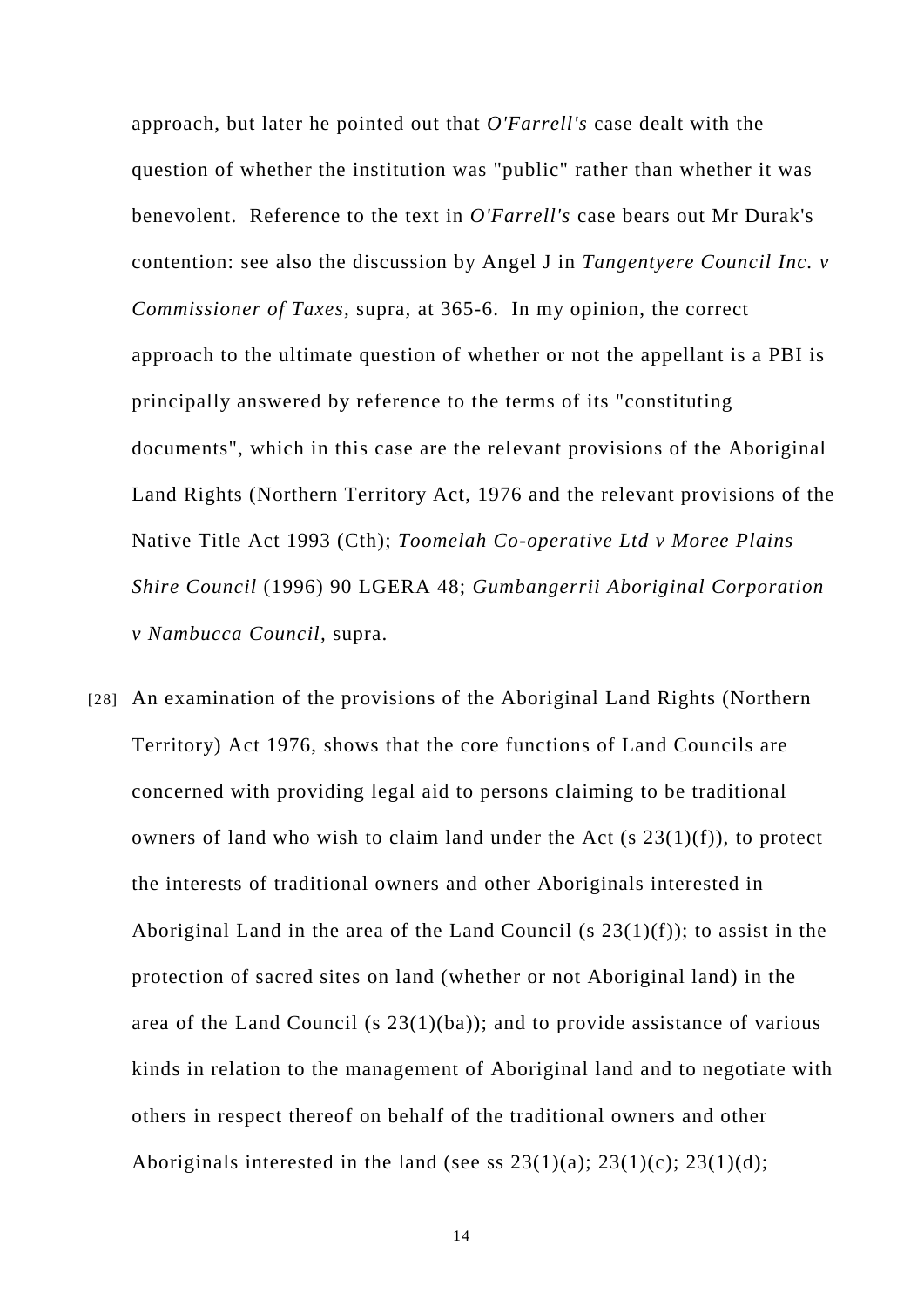approach, but later he pointed out that *O'Farrell's* case dealt with the question of whether the institution was "public" rather than whether it was benevolent. Reference to the text in *O'Farrell's* case bears out Mr Durak's contention: see also the discussion by Angel J in *Tangentyere Council Inc. v Commissioner of Taxes*, supra, at 365-6. In my opinion, the correct approach to the ultimate question of whether or not the appellant is a PBI is principally answered by reference to the terms of its "constituting documents", which in this case are the relevant provisions of the Aboriginal Land Rights (Northern Territory Act, 1976 and the relevant provisions of the Native Title Act 1993 (Cth); *Toomelah Co-operative Ltd v Moree Plains Shire Council* (1996) 90 LGERA 48; *Gumbangerrii Aboriginal Corporation v Nambucca Council*, supra.

[28] An examination of the provisions of the Aboriginal Land Rights (Northern Territory) Act 1976, shows that the core functions of Land Councils are concerned with providing legal aid to persons claiming to be traditional owners of land who wish to claim land under the Act (s 23(1)(f)), to protect the interests of traditional owners and other Aboriginals interested in Aboriginal Land in the area of the Land Council (s 23(1)(f)); to assist in the protection of sacred sites on land (whether or not Aboriginal land) in the area of the Land Council (s 23(1)(ba)); and to provide assistance of various kinds in relation to the management of Aboriginal land and to negotiate with others in respect thereof on behalf of the traditional owners and other Aboriginals interested in the land (see ss 23(1)(a); 23(1)(c); 23(1)(d);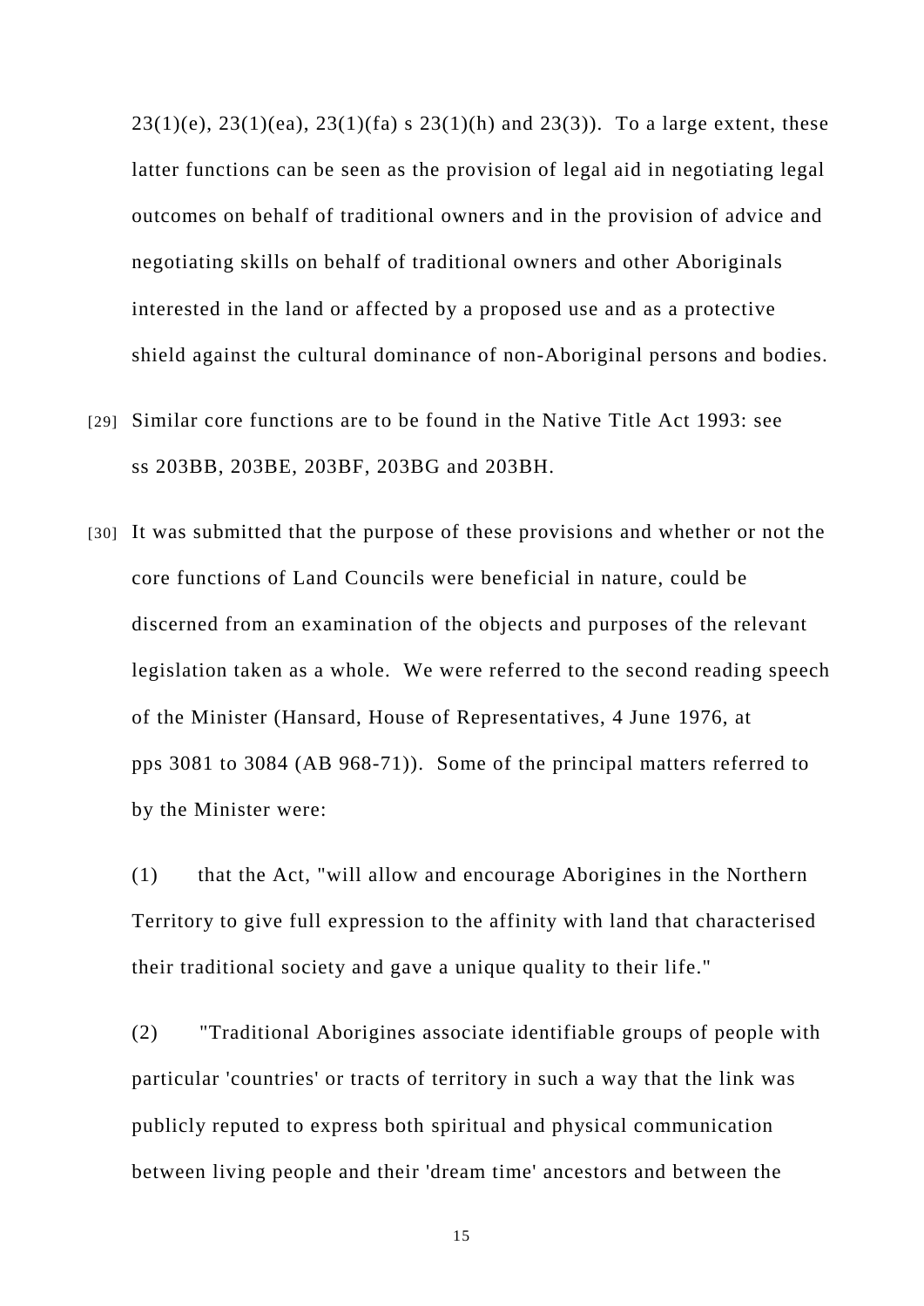23(1)(e), 23(1)(ea), 23(1)(fa) s 23(1)(h) and 23(3)). To a large extent, these latter functions can be seen as the provision of legal aid in negotiating legal outcomes on behalf of traditional owners and in the provision of advice and negotiating skills on behalf of traditional owners and other Aboriginals interested in the land or affected by a proposed use and as a protective shield against the cultural dominance of non-Aboriginal persons and bodies.

[29] Similar core functions are to be found in the Native Title Act 1993: see ss 203BB, 203BE, 203BF, 203BG and 203BH.

[30] It was submitted that the purpose of these provisions and whether or not the core functions of Land Councils were beneficial in nature, could be discerned from an examination of the objects and purposes of the relevant legislation taken as a whole. We were referred to the second reading speech of the Minister (Hansard, House of Representatives, 4 June 1976, at pps 3081 to 3084 (AB 968-71)). Some of the principal matters referred to by the Minister were:

(1) that the Act, "will allow and encourage Aborigines in the Northern Territory to give full expression to the affinity with land that characterised their traditional society and gave a unique quality to their life."

(2) "Traditional Aborigines associate identifiable groups of people with particular 'countries' or tracts of territory in such a way that the link was publicly reputed to express both spiritual and physical communication between living people and their 'dream time' ancestors and between the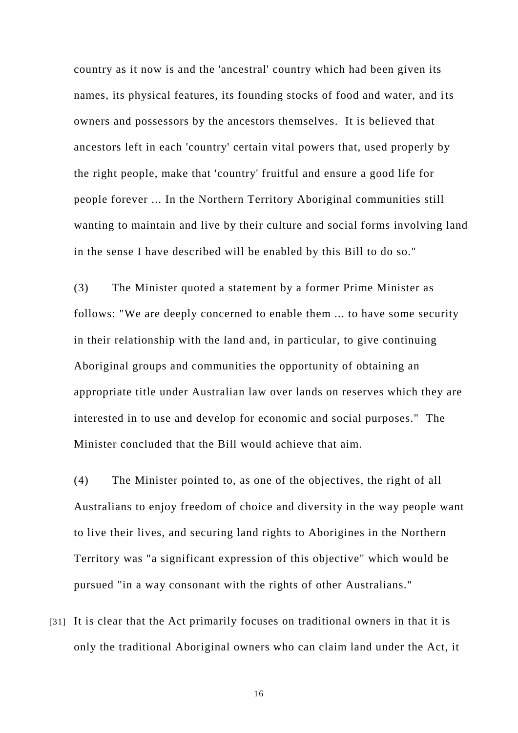country as it now is and the 'ancestral' country which had been given its names, its physical features, its founding stocks of food and water, and its owners and possessors by the ancestors themselves. It is believed that ancestors left in each 'country' certain vital powers that, used properly by the right people, make that 'country' fruitful and ensure a good life for people forever ... In the Northern Territory Aboriginal communities still wanting to maintain and live by their culture and social forms involving land in the sense I have described will be enabled by this Bill to do so."

(3) The Minister quoted a statement by a former Prime Minister as follows: "We are deeply concerned to enable them ... to have some security in their relationship with the land and, in particular, to give continuing Aboriginal groups and communities the opportunity of obtaining an appropriate title under Australian law over lands on reserves which they are interested in to use and develop for economic and social purposes." The Minister concluded that the Bill would achieve that aim.

(4) The Minister pointed to, as one of the objectives, the right of all Australians to enjoy freedom of choice and diversity in the way people want to live their lives, and securing land rights to Aborigines in the Northern Territory was "a significant expression of this objective" which would be pursued "in a way consonant with the rights of other Australians."

[31] It is clear that the Act primarily focuses on traditional owners in that it is only the traditional Aboriginal owners who can claim land under the Act, it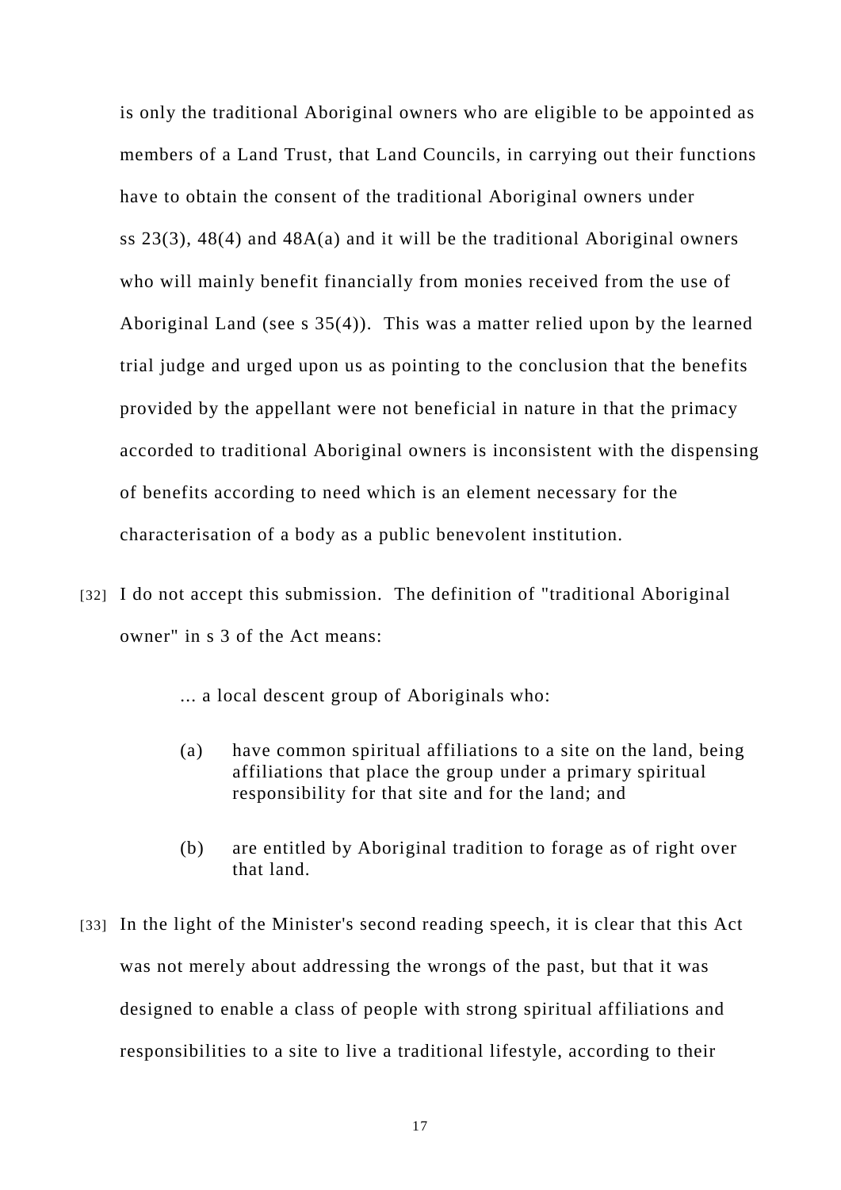is only the traditional Aboriginal owners who are eligible to be appointed as members of a Land Trust, that Land Councils, in carrying out their functions have to obtain the consent of the traditional Aboriginal owners under ss 23(3), 48(4) and 48A(a) and it will be the traditional Aboriginal owners who will mainly benefit financially from monies received from the use of Aboriginal Land (see s 35(4)). This was a matter relied upon by the learned trial judge and urged upon us as pointing to the conclusion that the benefits provided by the appellant were not beneficial in nature in that the primacy accorded to traditional Aboriginal owners is inconsistent with the dispensing of benefits according to need which is an element necessary for the characterisation of a body as a public benevolent institution.

[32] I do not accept this submission. The definition of "traditional Aboriginal owner" in s 3 of the Act means:

> ... a local descent group of Aboriginals who:
>
> (a) have common spiritual affiliations to a site on the land, being affiliations that place the group under a primary spiritual responsibility for that site and for the land; and
>
> (b) are entitled by Aboriginal tradition to forage as of right over that land.

[33] In the light of the Minister's second reading speech, it is clear that this Act was not merely about addressing the wrongs of the past, but that it was designed to enable a class of people with strong spiritual affiliations and responsibilities to a site to live a traditional lifestyle, according to their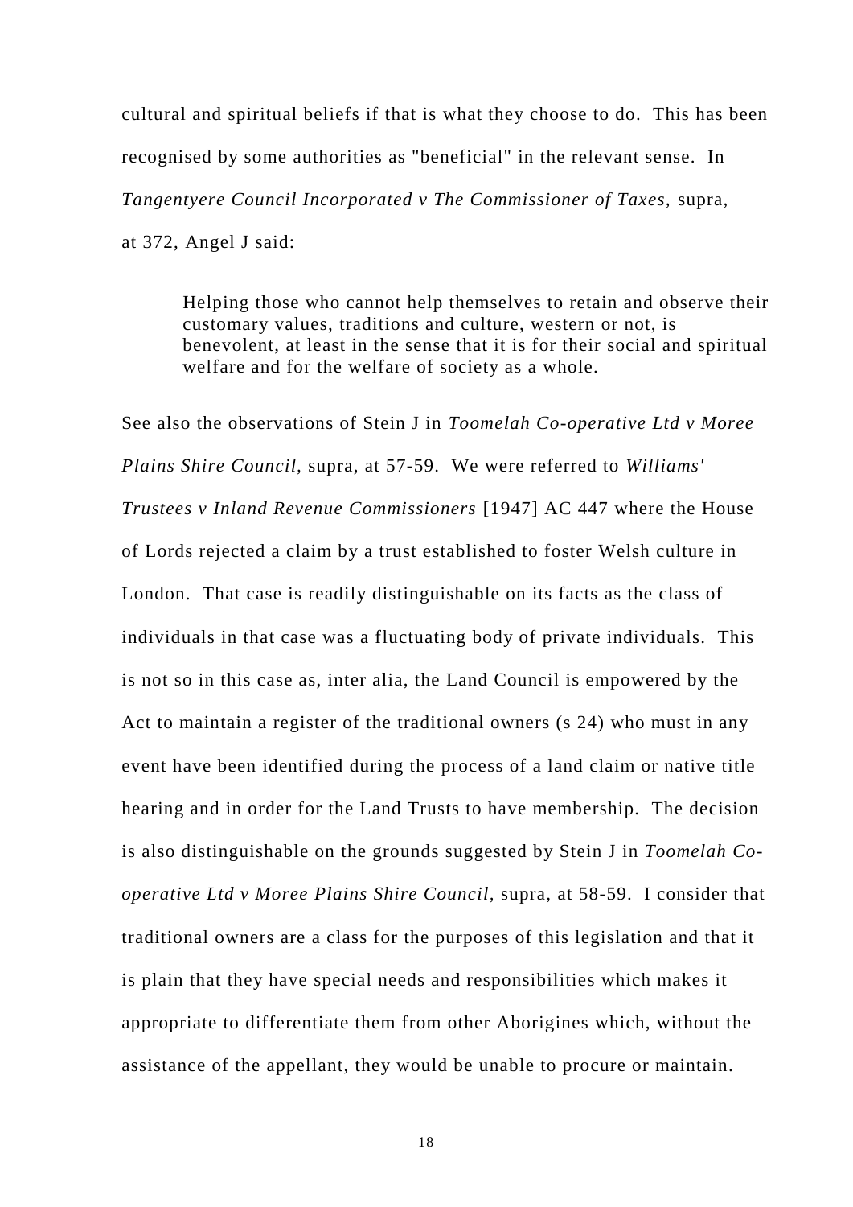cultural and spiritual beliefs if that is what they choose to do. This has been recognised by some authorities as "beneficial" in the relevant sense. In *Tangentyere Council Incorporated v The Commissioner of Taxes*, supra, at 372, Angel J said:

> Helping those who cannot help themselves to retain and observe their customary values, traditions and culture, western or not, is benevolent, at least in the sense that it is for their social and spiritual welfare and for the welfare of society as a whole.

See also the observations of Stein J in *Toomelah Co-operative Ltd v Moree Plains Shire Council*, supra, at 57-59. We were referred to *Williams' Trustees v Inland Revenue Commissioners* [1947] AC 447 where the House of Lords rejected a claim by a trust established to foster Welsh culture in London. That case is readily distinguishable on its facts as the class of individuals in that case was a fluctuating body of private individuals. This is not so in this case as, inter alia, the Land Council is empowered by the Act to maintain a register of the traditional owners (s 24) who must in any event have been identified during the process of a land claim or native title hearing and in order for the Land Trusts to have membership. The decision is also distinguishable on the grounds suggested by Stein J in *Toomelah Co-operative Ltd v Moree Plains Shire Council*, supra, at 58-59. I consider that traditional owners are a class for the purposes of this legislation and that it is plain that they have special needs and responsibilities which makes it appropriate to differentiate them from other Aborigines which, without the assistance of the appellant, they would be unable to procure or maintain.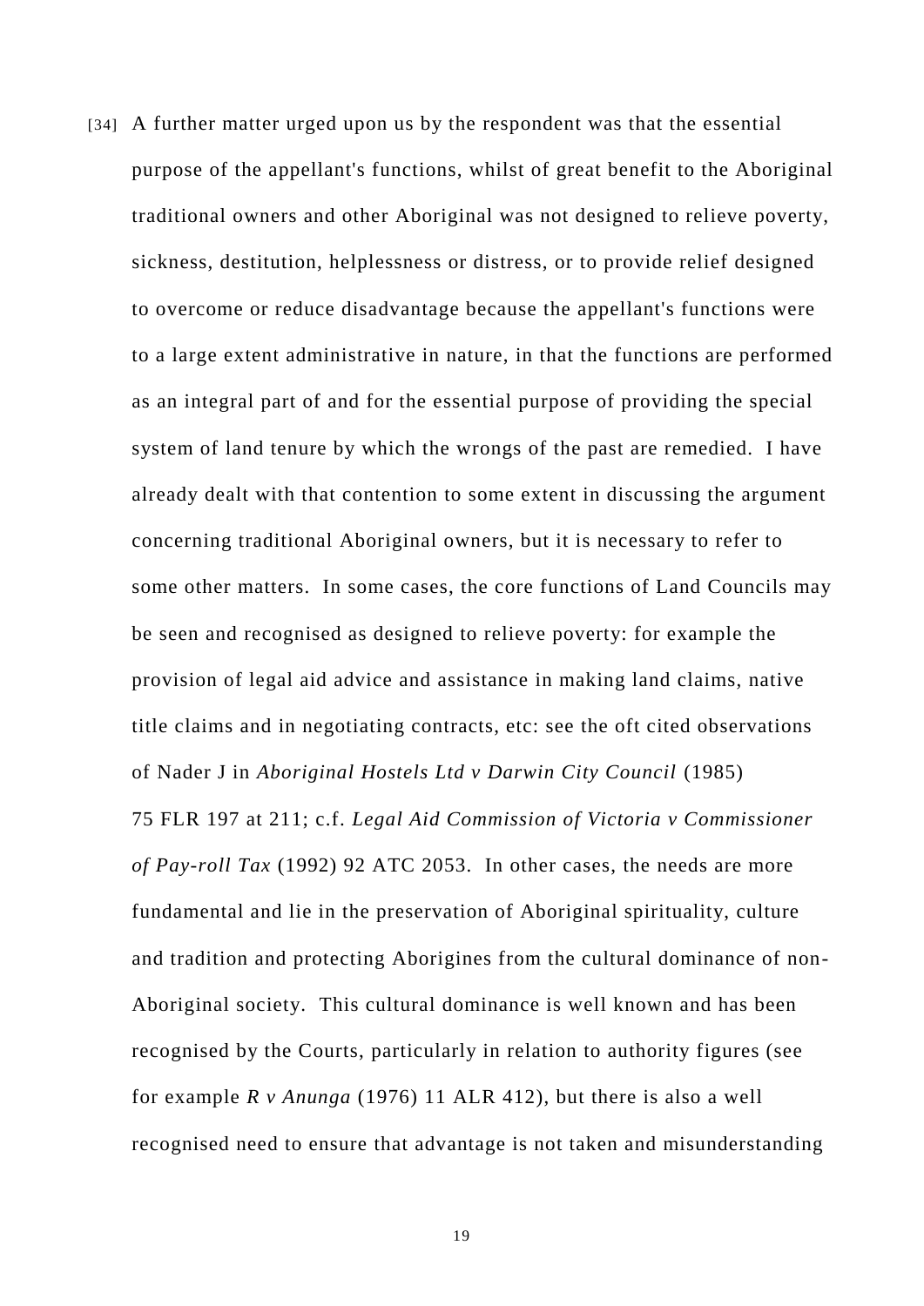[34] A further matter urged upon us by the respondent was that the essential purpose of the appellant's functions, whilst of great benefit to the Aboriginal traditional owners and other Aboriginal was not designed to relieve poverty, sickness, destitution, helplessness or distress, or to provide relief designed to overcome or reduce disadvantage because the appellant's functions were to a large extent administrative in nature, in that the functions are performed as an integral part of and for the essential purpose of providing the special system of land tenure by which the wrongs of the past are remedied. I have already dealt with that contention to some extent in discussing the argument concerning traditional Aboriginal owners, but it is necessary to refer to some other matters. In some cases, the core functions of Land Councils may be seen and recognised as designed to relieve poverty: for example the provision of legal aid advice and assistance in making land claims, native title claims and in negotiating contracts, etc: see the oft cited observations of Nader J in *Aboriginal Hostels Ltd v Darwin City Council* (1985) 75 FLR 197 at 211; c.f. *Legal Aid Commission of Victoria v Commissioner of Pay-roll Tax* (1992) 92 ATC 2053. In other cases, the needs are more fundamental and lie in the preservation of Aboriginal spirituality, culture and tradition and protecting Aborigines from the cultural dominance of non-Aboriginal society. This cultural dominance is well known and has been recognised by the Courts, particularly in relation to authority figures (see for example *R v Anunga* (1976) 11 ALR 412), but there is also a well recognised need to ensure that advantage is not taken and misunderstanding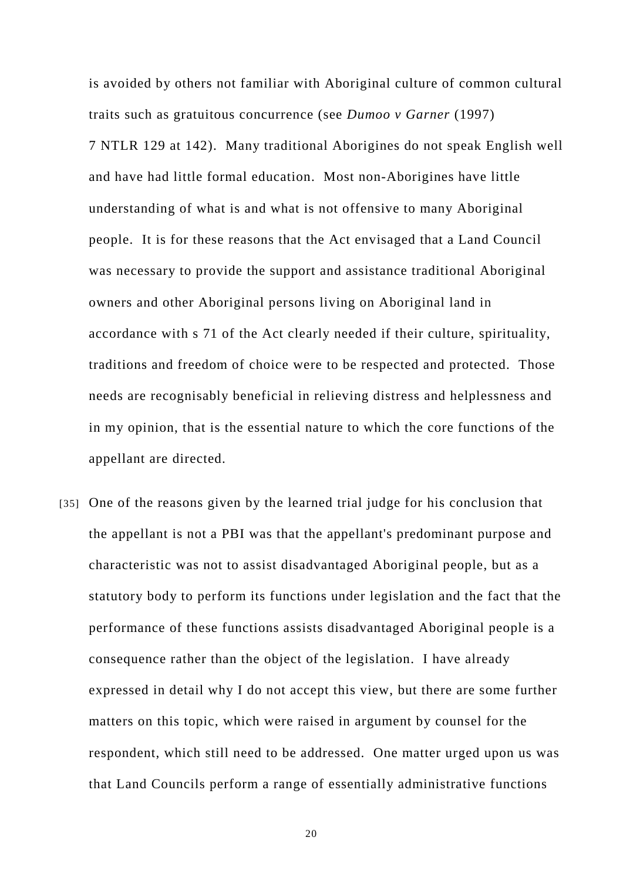is avoided by others not familiar with Aboriginal culture of common cultural traits such as gratuitous concurrence (see *Dumoo v Garner* (1997) 7 NTLR 129 at 142). Many traditional Aborigines do not speak English well and have had little formal education. Most non-Aborigines have little understanding of what is and what is not offensive to many Aboriginal people. It is for these reasons that the Act envisaged that a Land Council was necessary to provide the support and assistance traditional Aboriginal owners and other Aboriginal persons living on Aboriginal land in accordance with s 71 of the Act clearly needed if their culture, spirituality, traditions and freedom of choice were to be respected and protected. Those needs are recognisably beneficial in relieving distress and helplessness and in my opinion, that is the essential nature to which the core functions of the appellant are directed.

[35] One of the reasons given by the learned trial judge for his conclusion that the appellant is not a PBI was that the appellant's predominant purpose and characteristic was not to assist disadvantaged Aboriginal people, but as a statutory body to perform its functions under legislation and the fact that the performance of these functions assists disadvantaged Aboriginal people is a consequence rather than the object of the legislation. I have already expressed in detail why I do not accept this view, but there are some further matters on this topic, which were raised in argument by counsel for the respondent, which still need to be addressed. One matter urged upon us was that Land Councils perform a range of essentially administrative functions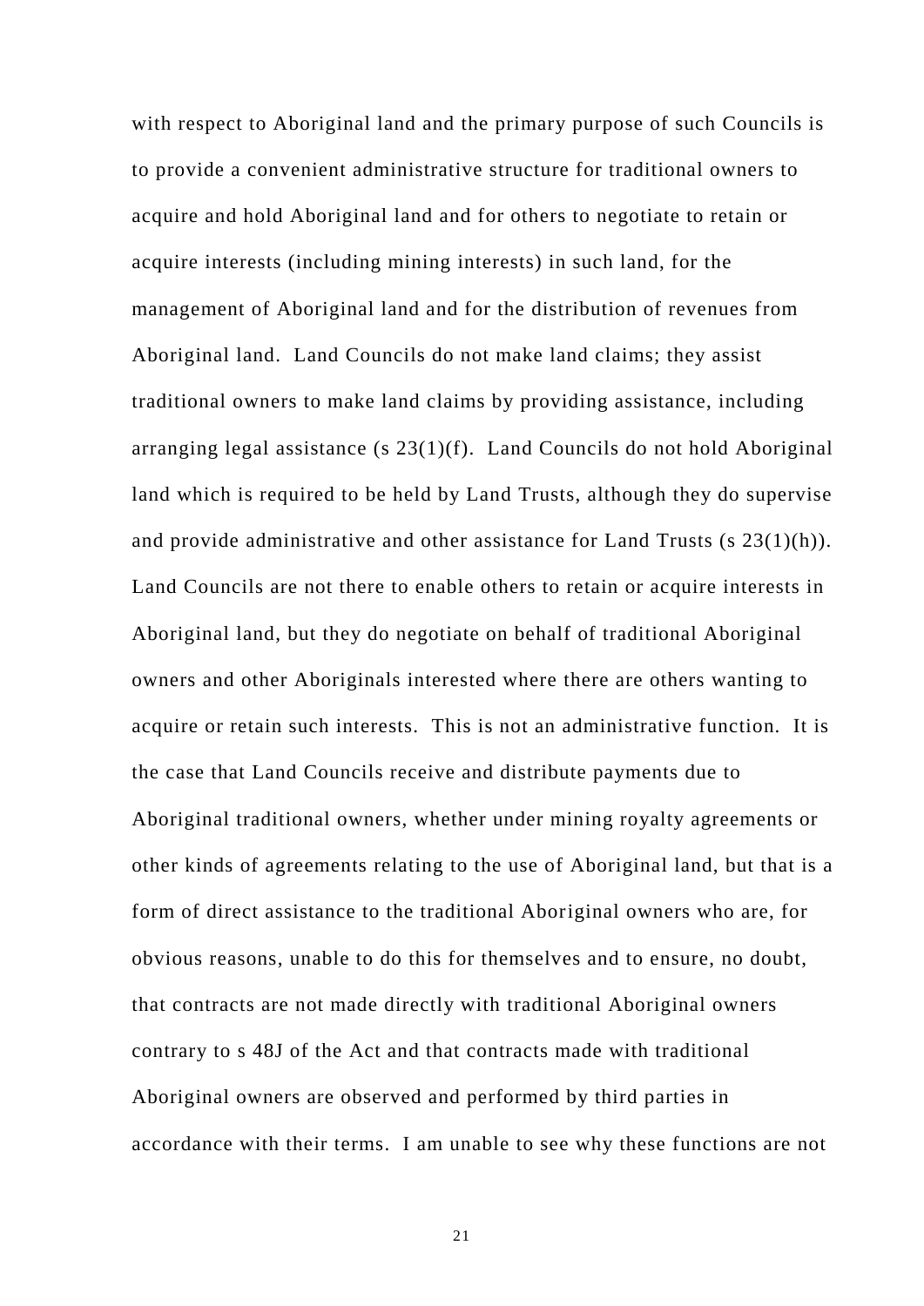with respect to Aboriginal land and the primary purpose of such Councils is to provide a convenient administrative structure for traditional owners to acquire and hold Aboriginal land and for others to negotiate to retain or acquire interests (including mining interests) in such land, for the management of Aboriginal land and for the distribution of revenues from Aboriginal land. Land Councils do not make land claims; they assist traditional owners to make land claims by providing assistance, including arranging legal assistance (s 23(1)(f). Land Councils do not hold Aboriginal land which is required to be held by Land Trusts, although they do supervise and provide administrative and other assistance for Land Trusts (s 23(1)(h)). Land Councils are not there to enable others to retain or acquire interests in Aboriginal land, but they do negotiate on behalf of traditional Aboriginal owners and other Aboriginals interested where there are others wanting to acquire or retain such interests. This is not an administrative function. It is the case that Land Councils receive and distribute payments due to Aboriginal traditional owners, whether under mining royalty agreements or other kinds of agreements relating to the use of Aboriginal land, but that is a form of direct assistance to the traditional Aboriginal owners who are, for obvious reasons, unable to do this for themselves and to ensure, no doubt, that contracts are not made directly with traditional Aboriginal owners contrary to s 48J of the Act and that contracts made with traditional Aboriginal owners are observed and performed by third parties in accordance with their terms. I am unable to see why these functions are not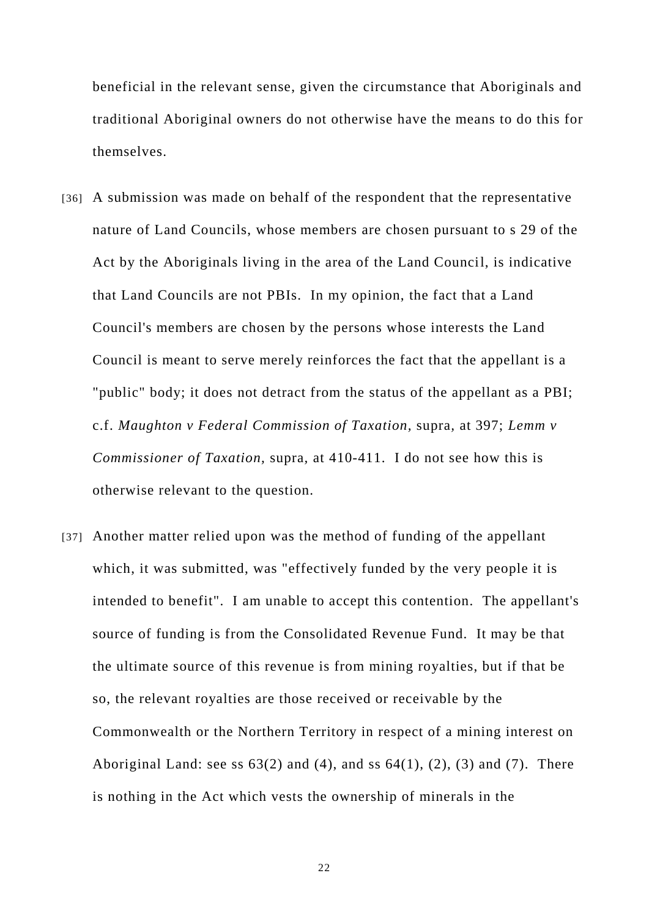beneficial in the relevant sense, given the circumstance that Aboriginals and traditional Aboriginal owners do not otherwise have the means to do this for themselves.

[36] A submission was made on behalf of the respondent that the representative nature of Land Councils, whose members are chosen pursuant to s 29 of the Act by the Aboriginals living in the area of the Land Council, is indicative that Land Councils are not PBIs. In my opinion, the fact that a Land Council's members are chosen by the persons whose interests the Land Council is meant to serve merely reinforces the fact that the appellant is a "public" body; it does not detract from the status of the appellant as a PBI; c.f. *Maughton v Federal Commission of Taxation,* supra, at 397; *Lemm v Commissioner of Taxation,* supra, at 410-411. I do not see how this is otherwise relevant to the question.

[37] Another matter relied upon was the method of funding of the appellant which, it was submitted, was "effectively funded by the very people it is intended to benefit". I am unable to accept this contention. The appellant's source of funding is from the Consolidated Revenue Fund. It may be that the ultimate source of this revenue is from mining royalties, but if that be so, the relevant royalties are those received or receivable by the Commonwealth or the Northern Territory in respect of a mining interest on Aboriginal Land: see ss 63(2) and (4), and ss 64(1), (2), (3) and (7). There is nothing in the Act which vests the ownership of minerals in the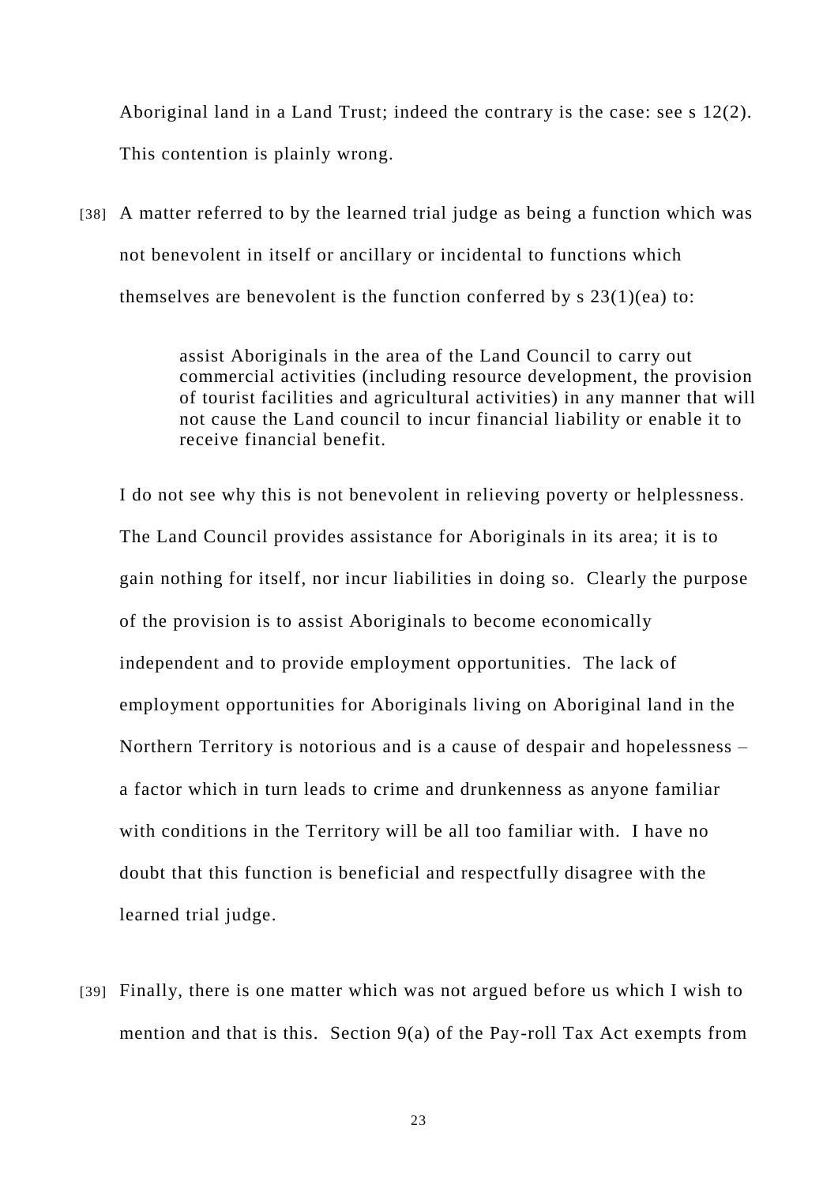Aboriginal land in a Land Trust; indeed the contrary is the case: see s 12(2). This contention is plainly wrong.

[38] A matter referred to by the learned trial judge as being a function which was not benevolent in itself or ancillary or incidental to functions which themselves are benevolent is the function conferred by s 23(1)(ea) to:

> assist Aboriginals in the area of the Land Council to carry out commercial activities (including resource development, the provision of tourist facilities and agricultural activities) in any manner that will not cause the Land council to incur financial liability or enable it to receive financial benefit.

I do not see why this is not benevolent in relieving poverty or helplessness. The Land Council provides assistance for Aboriginals in its area; it is to gain nothing for itself, nor incur liabilities in doing so. Clearly the purpose of the provision is to assist Aboriginals to become economically independent and to provide employment opportunities. The lack of employment opportunities for Aboriginals living on Aboriginal land in the Northern Territory is notorious and is a cause of despair and hopelessness – a factor which in turn leads to crime and drunkenness as anyone familiar with conditions in the Territory will be all too familiar with. I have no doubt that this function is beneficial and respectfully disagree with the learned trial judge.

[39] Finally, there is one matter which was not argued before us which I wish to mention and that is this. Section 9(a) of the Pay-roll Tax Act exempts from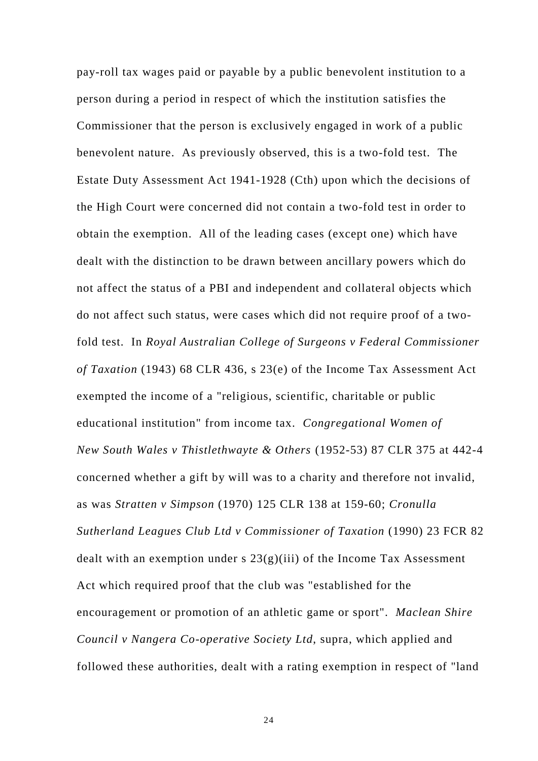pay-roll tax wages paid or payable by a public benevolent institution to a person during a period in respect of which the institution satisfies the Commissioner that the person is exclusively engaged in work of a public benevolent nature. As previously observed, this is a two-fold test. The Estate Duty Assessment Act 1941-1928 (Cth) upon which the decisions of the High Court were concerned did not contain a two-fold test in order to obtain the exemption. All of the leading cases (except one) which have dealt with the distinction to be drawn between ancillary powers which do not affect the status of a PBI and independent and collateral objects which do not affect such status, were cases which did not require proof of a two-fold test. In *Royal Australian College of Surgeons v Federal Commissioner of Taxation* (1943) 68 CLR 436, s 23(e) of the Income Tax Assessment Act exempted the income of a "religious, scientific, charitable or public educational institution" from income tax. *Congregational Women of New South Wales v Thistlethwayte & Others* (1952-53) 87 CLR 375 at 442-4 concerned whether a gift by will was to a charity and therefore not invalid, as was *Stratten v Simpson* (1970) 125 CLR 138 at 159-60; *Cronulla Sutherland Leagues Club Ltd v Commissioner of Taxation* (1990) 23 FCR 82 dealt with an exemption under s 23(g)(iii) of the Income Tax Assessment Act which required proof that the club was "established for the encouragement or promotion of an athletic game or sport". *Maclean Shire Council v Nangera Co-operative Society Ltd*, supra, which applied and followed these authorities, dealt with a rating exemption in respect of "land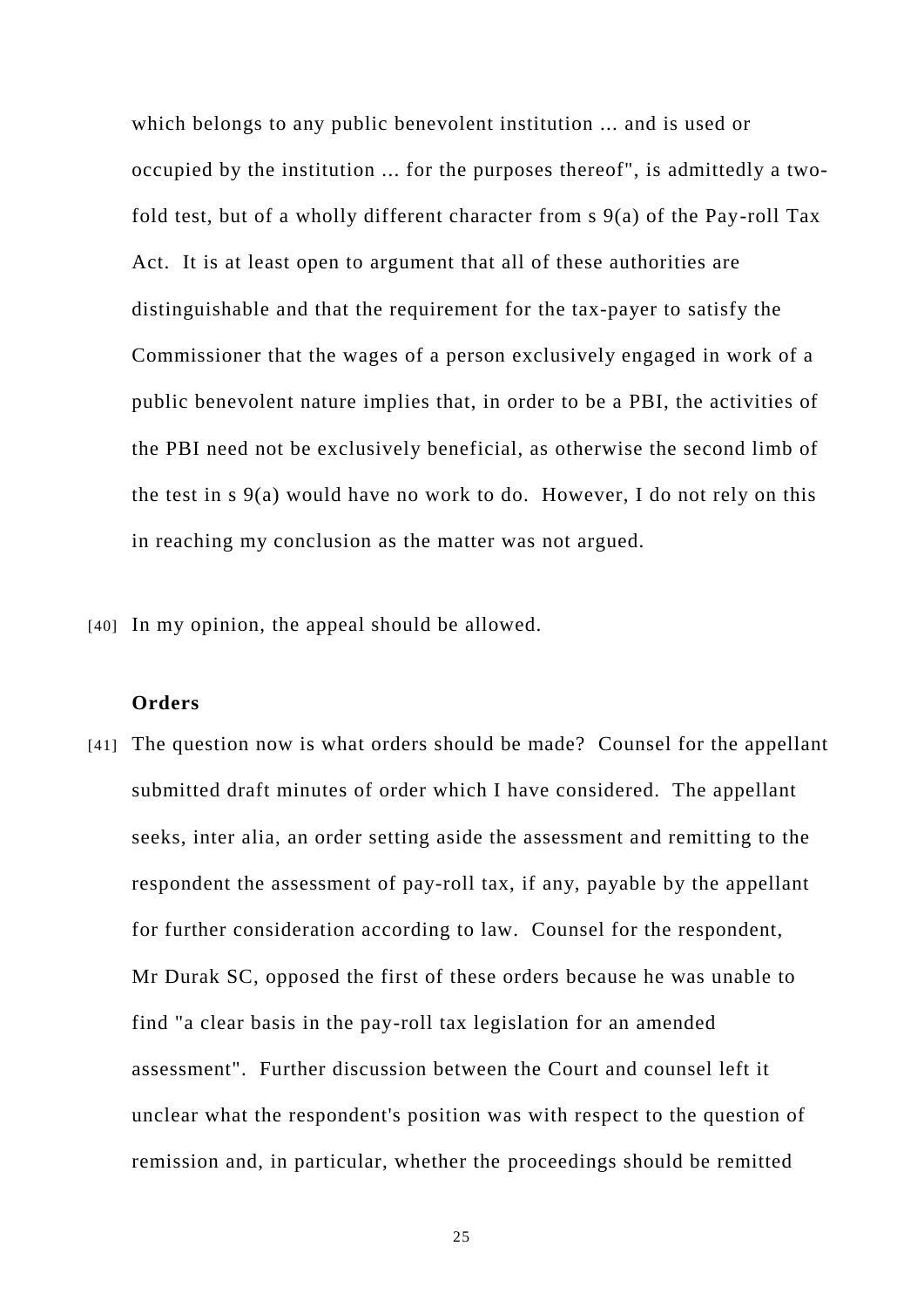which belongs to any public benevolent institution ... and is used or occupied by the institution ... for the purposes thereof", is admittedly a two-fold test, but of a wholly different character from s 9(a) of the Pay-roll Tax Act. It is at least open to argument that all of these authorities are distinguishable and that the requirement for the tax-payer to satisfy the Commissioner that the wages of a person exclusively engaged in work of a public benevolent nature implies that, in order to be a PBI, the activities of the PBI need not be exclusively beneficial, as otherwise the second limb of the test in s 9(a) would have no work to do. However, I do not rely on this in reaching my conclusion as the matter was not argued.

[40] In my opinion, the appeal should be allowed.

**Orders**

[41] The question now is what orders should be made? Counsel for the appellant submitted draft minutes of order which I have considered. The appellant seeks, inter alia, an order setting aside the assessment and remitting to the respondent the assessment of pay-roll tax, if any, payable by the appellant for further consideration according to law. Counsel for the respondent, Mr Durak SC, opposed the first of these orders because he was unable to find "a clear basis in the pay-roll tax legislation for an amended assessment". Further discussion between the Court and counsel left it unclear what the respondent's position was with respect to the question of remission and, in particular, whether the proceedings should be remitted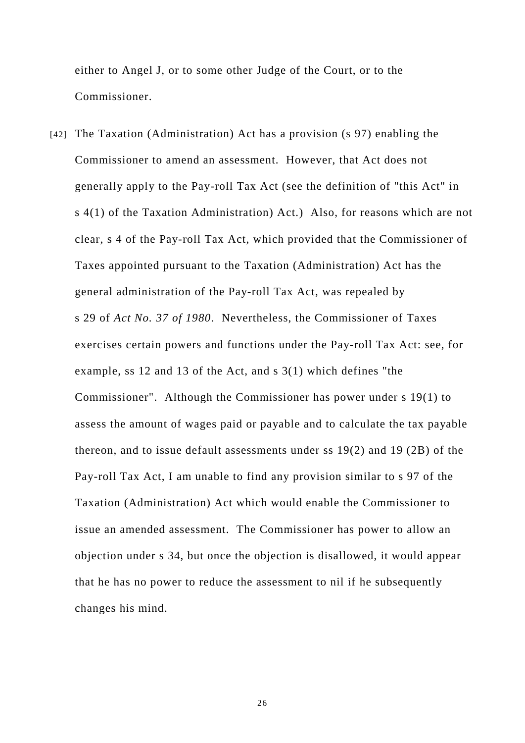either to Angel J, or to some other Judge of the Court, or to the Commissioner.

[42] The Taxation (Administration) Act has a provision (s 97) enabling the Commissioner to amend an assessment. However, that Act does not generally apply to the Pay-roll Tax Act (see the definition of "this Act" in s 4(1) of the Taxation Administration) Act.) Also, for reasons which are not clear, s 4 of the Pay-roll Tax Act, which provided that the Commissioner of Taxes appointed pursuant to the Taxation (Administration) Act has the general administration of the Pay-roll Tax Act, was repealed by s 29 of *Act No. 37 of 1980*. Nevertheless, the Commissioner of Taxes exercises certain powers and functions under the Pay-roll Tax Act: see, for example, ss 12 and 13 of the Act, and s 3(1) which defines "the Commissioner". Although the Commissioner has power under s 19(1) to assess the amount of wages paid or payable and to calculate the tax payable thereon, and to issue default assessments under ss 19(2) and 19 (2B) of the Pay-roll Tax Act, I am unable to find any provision similar to s 97 of the Taxation (Administration) Act which would enable the Commissioner to issue an amended assessment. The Commissioner has power to allow an objection under s 34, but once the objection is disallowed, it would appear that he has no power to reduce the assessment to nil if he subsequently changes his mind.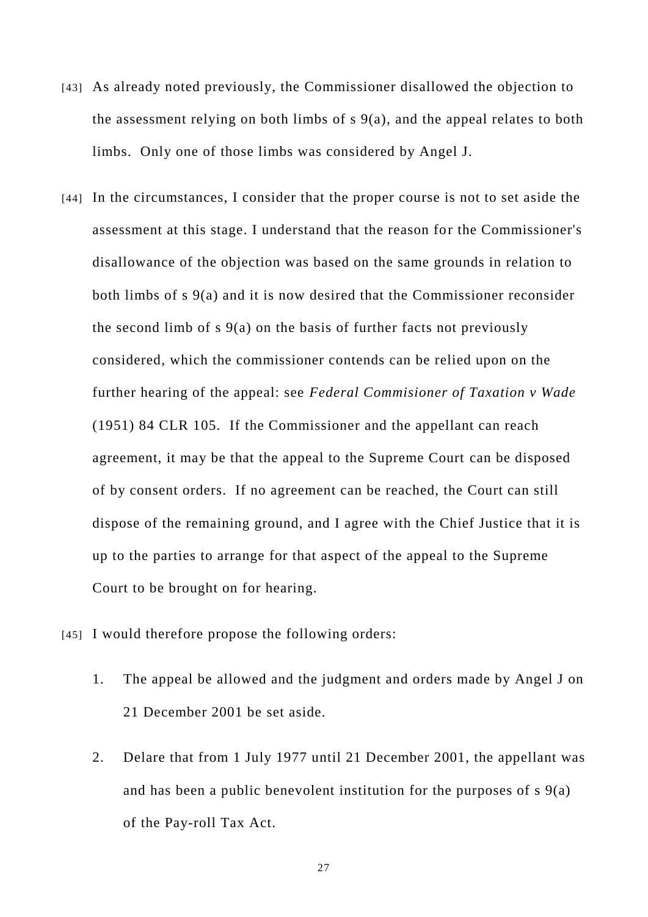[43] As already noted previously, the Commissioner disallowed the objection to the assessment relying on both limbs of s 9(a), and the appeal relates to both limbs. Only one of those limbs was considered by Angel J.

[44] In the circumstances, I consider that the proper course is not to set aside the assessment at this stage. I understand that the reason for the Commissioner's disallowance of the objection was based on the same grounds in relation to both limbs of s 9(a) and it is now desired that the Commissioner reconsider the second limb of s 9(a) on the basis of further facts not previously considered, which the commissioner contends can be relied upon on the further hearing of the appeal: see *Federal Commisioner of Taxation v Wade* (1951) 84 CLR 105. If the Commissioner and the appellant can reach agreement, it may be that the appeal to the Supreme Court can be disposed of by consent orders. If no agreement can be reached, the Court can still dispose of the remaining ground, and I agree with the Chief Justice that it is up to the parties to arrange for that aspect of the appeal to the Supreme Court to be brought on for hearing.

[45] I would therefore propose the following orders:

1. The appeal be allowed and the judgment and orders made by Angel J on 21 December 2001 be set aside.

2. Delare that from 1 July 1977 until 21 December 2001, the appellant was and has been a public benevolent institution for the purposes of s 9(a) of the Pay-roll Tax Act.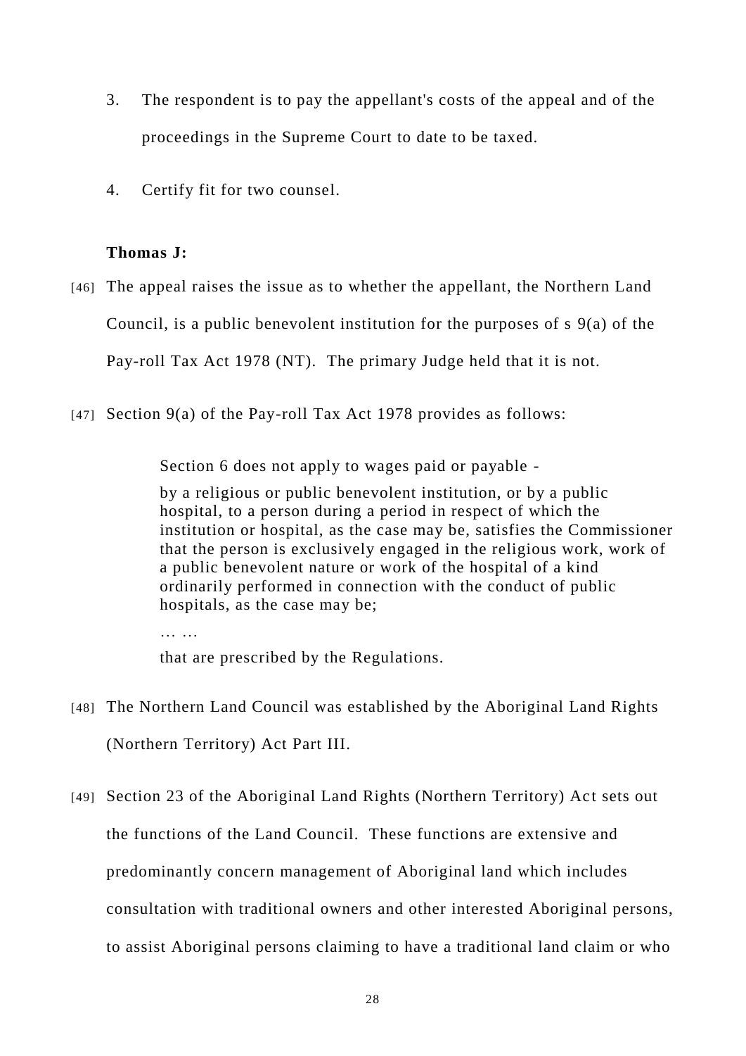3. The respondent is to pay the appellant's costs of the appeal and of the proceedings in the Supreme Court to date to be taxed.

4. Certify fit for two counsel.

**Thomas J:**

[46] The appeal raises the issue as to whether the appellant, the Northern Land Council, is a public benevolent institution for the purposes of s 9(a) of the Pay-roll Tax Act 1978 (NT). The primary Judge held that it is not.

[47] Section 9(a) of the Pay-roll Tax Act 1978 provides as follows:

> Section 6 does not apply to wages paid or payable -
>
> by a religious or public benevolent institution, or by a public hospital, to a person during a period in respect of which the institution or hospital, as the case may be, satisfies the Commissioner that the person is exclusively engaged in the religious work, work of a public benevolent nature or work of the hospital of a kind ordinarily performed in connection with the conduct of public hospitals, as the case may be;
>
> … …
>
> that are prescribed by the Regulations.

[48] The Northern Land Council was established by the Aboriginal Land Rights (Northern Territory) Act Part III.

[49] Section 23 of the Aboriginal Land Rights (Northern Territory) Act sets out the functions of the Land Council. These functions are extensive and predominantly concern management of Aboriginal land which includes consultation with traditional owners and other interested Aboriginal persons, to assist Aboriginal persons claiming to have a traditional land claim or who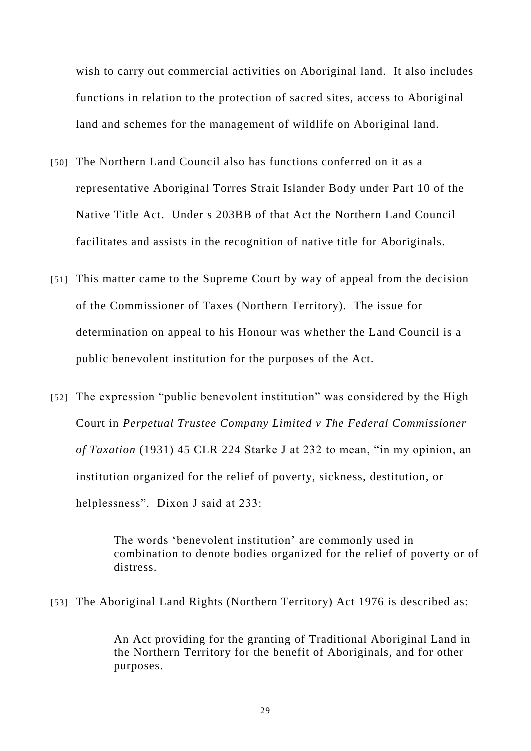wish to carry out commercial activities on Aboriginal land. It also includes functions in relation to the protection of sacred sites, access to Aboriginal land and schemes for the management of wildlife on Aboriginal land.

[50] The Northern Land Council also has functions conferred on it as a representative Aboriginal Torres Strait Islander Body under Part 10 of the Native Title Act. Under s 203BB of that Act the Northern Land Council facilitates and assists in the recognition of native title for Aboriginals.

[51] This matter came to the Supreme Court by way of appeal from the decision of the Commissioner of Taxes (Northern Territory). The issue for determination on appeal to his Honour was whether the Land Council is a public benevolent institution for the purposes of the Act.

[52] The expression "public benevolent institution" was considered by the High Court in *Perpetual Trustee Company Limited v The Federal Commissioner of Taxation* (1931) 45 CLR 224 Starke J at 232 to mean, "in my opinion, an institution organized for the relief of poverty, sickness, destitution, or helplessness". Dixon J said at 233:

> The words 'benevolent institution' are commonly used in combination to denote bodies organized for the relief of poverty or of distress.

[53] The Aboriginal Land Rights (Northern Territory) Act 1976 is described as:

> An Act providing for the granting of Traditional Aboriginal Land in the Northern Territory for the benefit of Aboriginals, and for other purposes.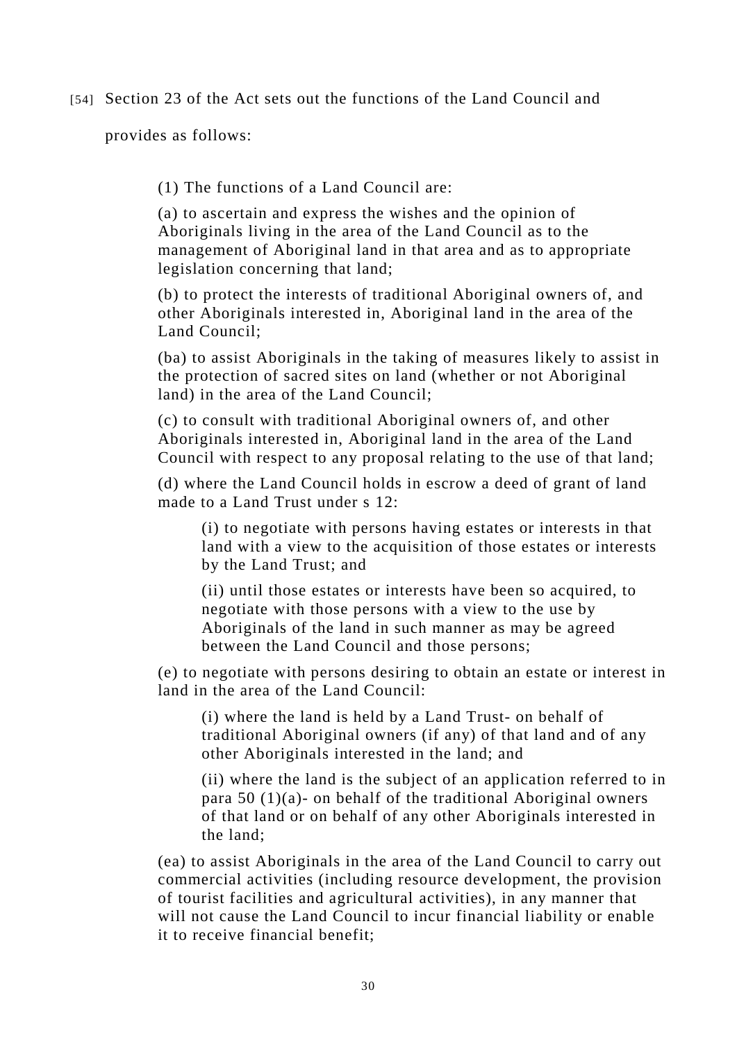[54] Section 23 of the Act sets out the functions of the Land Council and provides as follows:

> (1) The functions of a Land Council are:
>
> (a) to ascertain and express the wishes and the opinion of Aboriginals living in the area of the Land Council as to the management of Aboriginal land in that area and as to appropriate legislation concerning that land;
>
> (b) to protect the interests of traditional Aboriginal owners of, and other Aboriginals interested in, Aboriginal land in the area of the Land Council;
>
> (ba) to assist Aboriginals in the taking of measures likely to assist in the protection of sacred sites on land (whether or not Aboriginal land) in the area of the Land Council;
>
> (c) to consult with traditional Aboriginal owners of, and other Aboriginals interested in, Aboriginal land in the area of the Land Council with respect to any proposal relating to the use of that land;
>
> (d) where the Land Council holds in escrow a deed of grant of land made to a Land Trust under s 12:
>
> > (i) to negotiate with persons having estates or interests in that land with a view to the acquisition of those estates or interests by the Land Trust; and
> >
> > (ii) until those estates or interests have been so acquired, to negotiate with those persons with a view to the use by Aboriginals of the land in such manner as may be agreed between the Land Council and those persons;
>
> (e) to negotiate with persons desiring to obtain an estate or interest in land in the area of the Land Council:
>
> > (i) where the land is held by a Land Trust- on behalf of traditional Aboriginal owners (if any) of that land and of any other Aboriginals interested in the land; and
> >
> > (ii) where the land is the subject of an application referred to in para 50 (1)(a)- on behalf of the traditional Aboriginal owners of that land or on behalf of any other Aboriginals interested in the land;
>
> (ea) to assist Aboriginals in the area of the Land Council to carry out commercial activities (including resource development, the provision of tourist facilities and agricultural activities), in any manner that will not cause the Land Council to incur financial liability or enable it to receive financial benefit;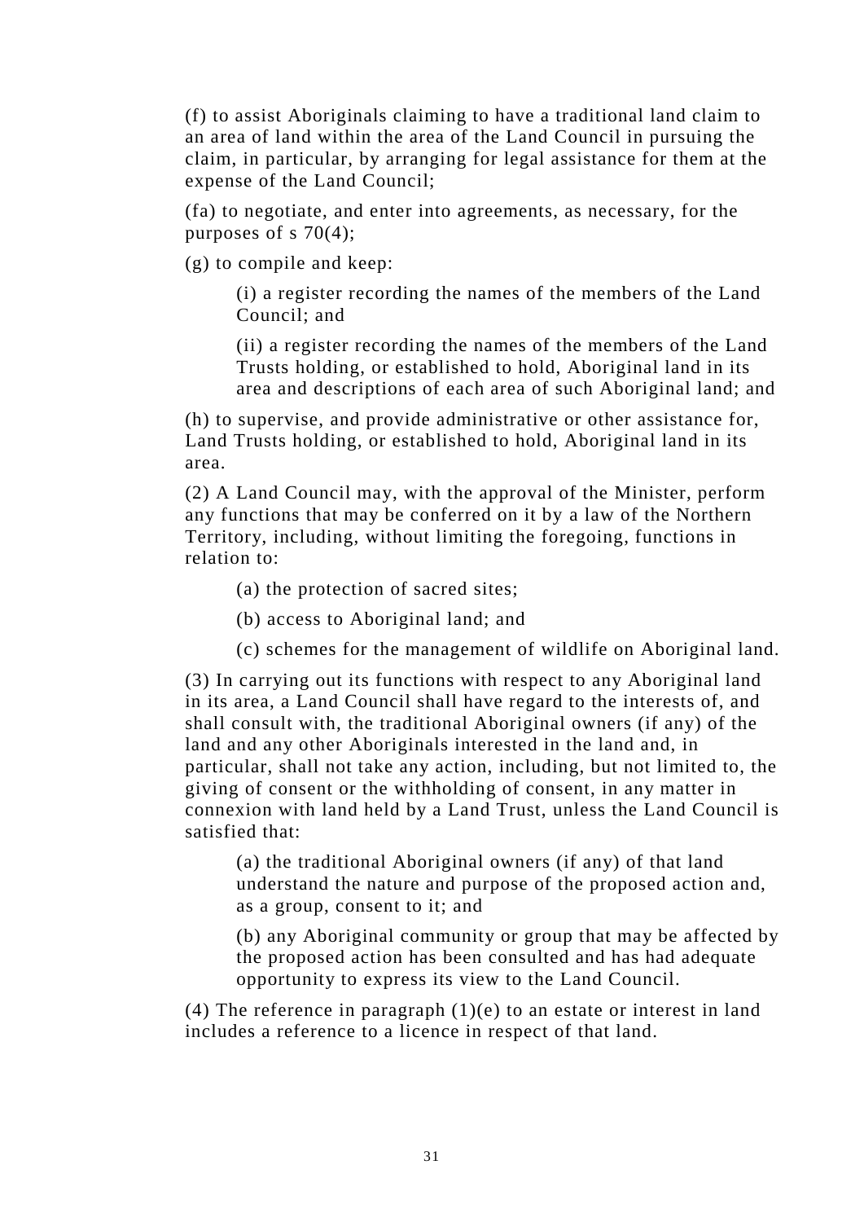(f) to assist Aboriginals claiming to have a traditional land claim to an area of land within the area of the Land Council in pursuing the claim, in particular, by arranging for legal assistance for them at the expense of the Land Council;

(fa) to negotiate, and enter into agreements, as necessary, for the purposes of s 70(4);

(g) to compile and keep:

> (i) a register recording the names of the members of the Land Council; and
>
> (ii) a register recording the names of the members of the Land Trusts holding, or established to hold, Aboriginal land in its area and descriptions of each area of such Aboriginal land; and

(h) to supervise, and provide administrative or other assistance for, Land Trusts holding, or established to hold, Aboriginal land in its area.

(2) A Land Council may, with the approval of the Minister, perform any functions that may be conferred on it by a law of the Northern Territory, including, without limiting the foregoing, functions in relation to:

> (a) the protection of sacred sites;
>
> (b) access to Aboriginal land; and
>
> (c) schemes for the management of wildlife on Aboriginal land.

(3) In carrying out its functions with respect to any Aboriginal land in its area, a Land Council shall have regard to the interests of, and shall consult with, the traditional Aboriginal owners (if any) of the land and any other Aboriginals interested in the land and, in particular, shall not take any action, including, but not limited to, the giving of consent or the withholding of consent, in any matter in connexion with land held by a Land Trust, unless the Land Council is satisfied that:

> (a) the traditional Aboriginal owners (if any) of that land understand the nature and purpose of the proposed action and, as a group, consent to it; and
>
> (b) any Aboriginal community or group that may be affected by the proposed action has been consulted and has had adequate opportunity to express its view to the Land Council.

(4) The reference in paragraph (1)(e) to an estate or interest in land includes a reference to a licence in respect of that land.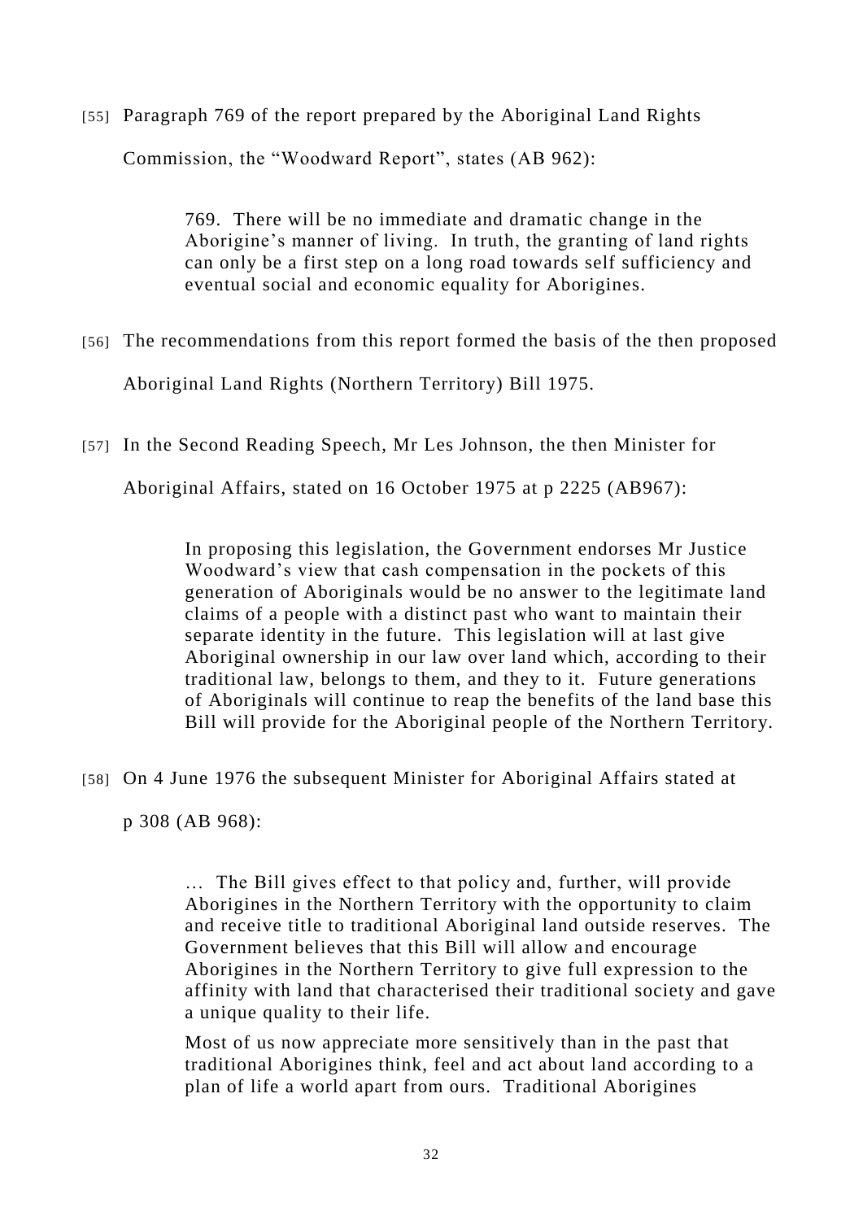[55] Paragraph 769 of the report prepared by the Aboriginal Land Rights Commission, the "Woodward Report", states (AB 962):

> 769. There will be no immediate and dramatic change in the Aborigine's manner of living. In truth, the granting of land rights can only be a first step on a long road towards self sufficiency and eventual social and economic equality for Aborigines.

[56] The recommendations from this report formed the basis of the then proposed Aboriginal Land Rights (Northern Territory) Bill 1975.

[57] In the Second Reading Speech, Mr Les Johnson, the then Minister for Aboriginal Affairs, stated on 16 October 1975 at p 2225 (AB967):

> In proposing this legislation, the Government endorses Mr Justice Woodward's view that cash compensation in the pockets of this generation of Aboriginals would be no answer to the legitimate land claims of a people with a distinct past who want to maintain their separate identity in the future. This legislation will at last give Aboriginal ownership in our law over land which, according to their traditional law, belongs to them, and they to it. Future generations of Aboriginals will continue to reap the benefits of the land base this Bill will provide for the Aboriginal people of the Northern Territory.

[58] On 4 June 1976 the subsequent Minister for Aboriginal Affairs stated at p 308 (AB 968):

> … The Bill gives effect to that policy and, further, will provide Aborigines in the Northern Territory with the opportunity to claim and receive title to traditional Aboriginal land outside reserves. The Government believes that this Bill will allow and encourage Aborigines in the Northern Territory to give full expression to the affinity with land that characterised their traditional society and gave a unique quality to their life.
>
> Most of us now appreciate more sensitively than in the past that traditional Aborigines think, feel and act about land according to a plan of life a world apart from ours. Traditional Aborigines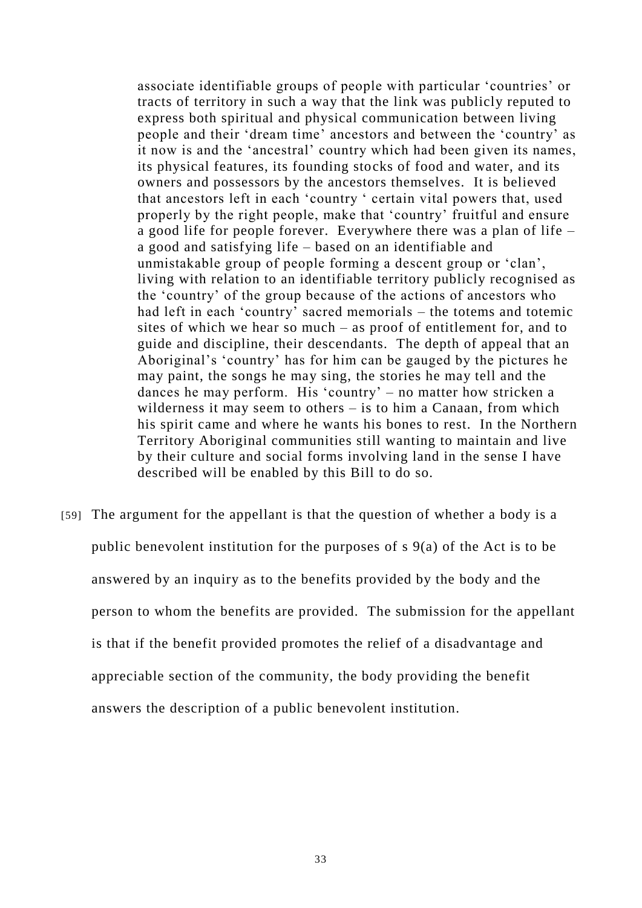> associate identifiable groups of people with particular 'countries' or tracts of territory in such a way that the link was publicly reputed to express both spiritual and physical communication between living people and their 'dream time' ancestors and between the 'country' as it now is and the 'ancestral' country which had been given its names, its physical features, its founding stocks of food and water, and its owners and possessors by the ancestors themselves. It is believed that ancestors left in each 'country ' certain vital powers that, used properly by the right people, make that 'country' fruitful and ensure a good life for people forever. Everywhere there was a plan of life – a good and satisfying life – based on an identifiable and unmistakable group of people forming a descent group or 'clan', living with relation to an identifiable territory publicly recognised as the 'country' of the group because of the actions of ancestors who had left in each 'country' sacred memorials – the totems and totemic sites of which we hear so much – as proof of entitlement for, and to guide and discipline, their descendants. The depth of appeal that an Aboriginal's 'country' has for him can be gauged by the pictures he may paint, the songs he may sing, the stories he may tell and the dances he may perform. His 'country' – no matter how stricken a wilderness it may seem to others – is to him a Canaan, from which his spirit came and where he wants his bones to rest. In the Northern Territory Aboriginal communities still wanting to maintain and live by their culture and social forms involving land in the sense I have described will be enabled by this Bill to do so.

[59] The argument for the appellant is that the question of whether a body is a public benevolent institution for the purposes of s 9(a) of the Act is to be answered by an inquiry as to the benefits provided by the body and the person to whom the benefits are provided. The submission for the appellant is that if the benefit provided promotes the relief of a disadvantage and appreciable section of the community, the body providing the benefit answers the description of a public benevolent institution.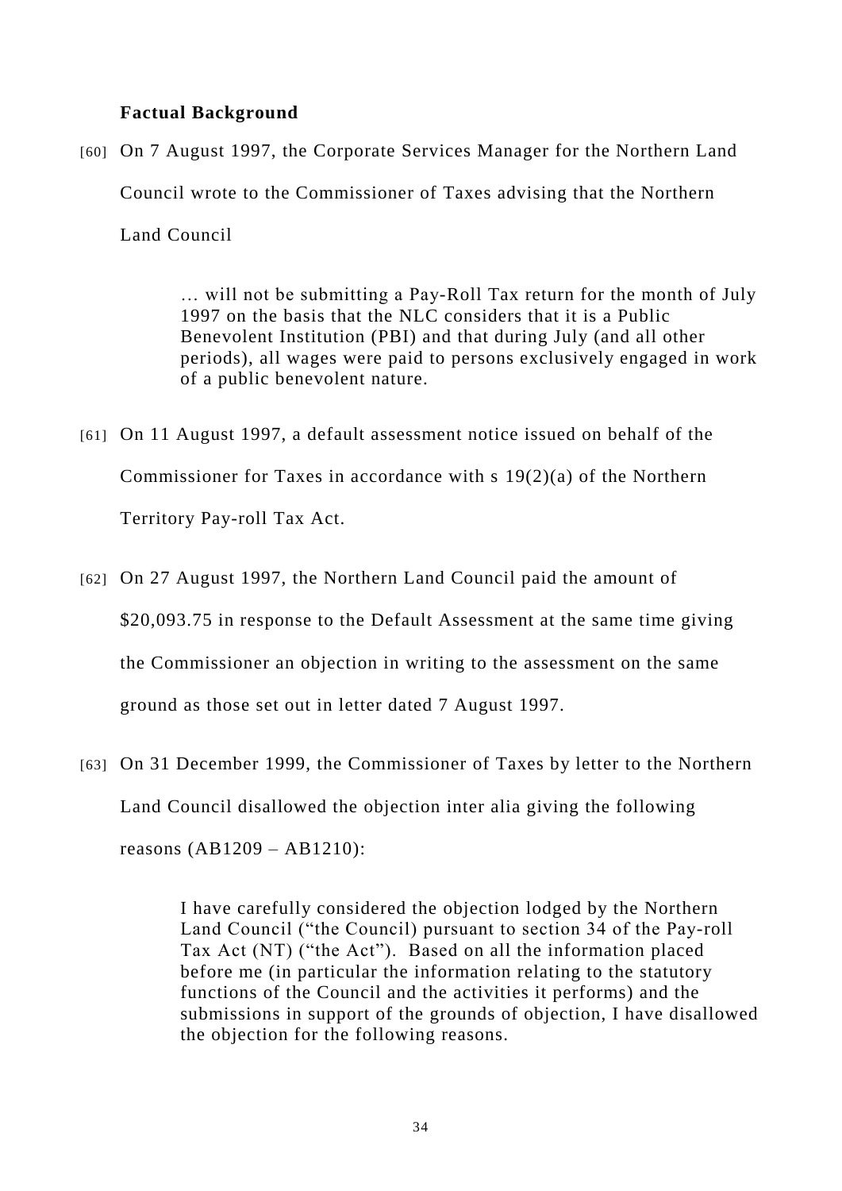**Factual Background**

[60] On 7 August 1997, the Corporate Services Manager for the Northern Land Council wrote to the Commissioner of Taxes advising that the Northern Land Council

> … will not be submitting a Pay-Roll Tax return for the month of July 1997 on the basis that the NLC considers that it is a Public Benevolent Institution (PBI) and that during July (and all other periods), all wages were paid to persons exclusively engaged in work of a public benevolent nature.

[61] On 11 August 1997, a default assessment notice issued on behalf of the Commissioner for Taxes in accordance with s 19(2)(a) of the Northern Territory Pay-roll Tax Act.

[62] On 27 August 1997, the Northern Land Council paid the amount of $20,093.75 in response to the Default Assessment at the same time giving the Commissioner an objection in writing to the assessment on the same ground as those set out in letter dated 7 August 1997.

[63] On 31 December 1999, the Commissioner of Taxes by letter to the Northern Land Council disallowed the objection inter alia giving the following reasons (AB1209 – AB1210):

> I have carefully considered the objection lodged by the Northern Land Council ("the Council) pursuant to section 34 of the Pay-roll Tax Act (NT) ("the Act"). Based on all the information placed before me (in particular the information relating to the statutory functions of the Council and the activities it performs) and the submissions in support of the grounds of objection, I have disallowed the objection for the following reasons.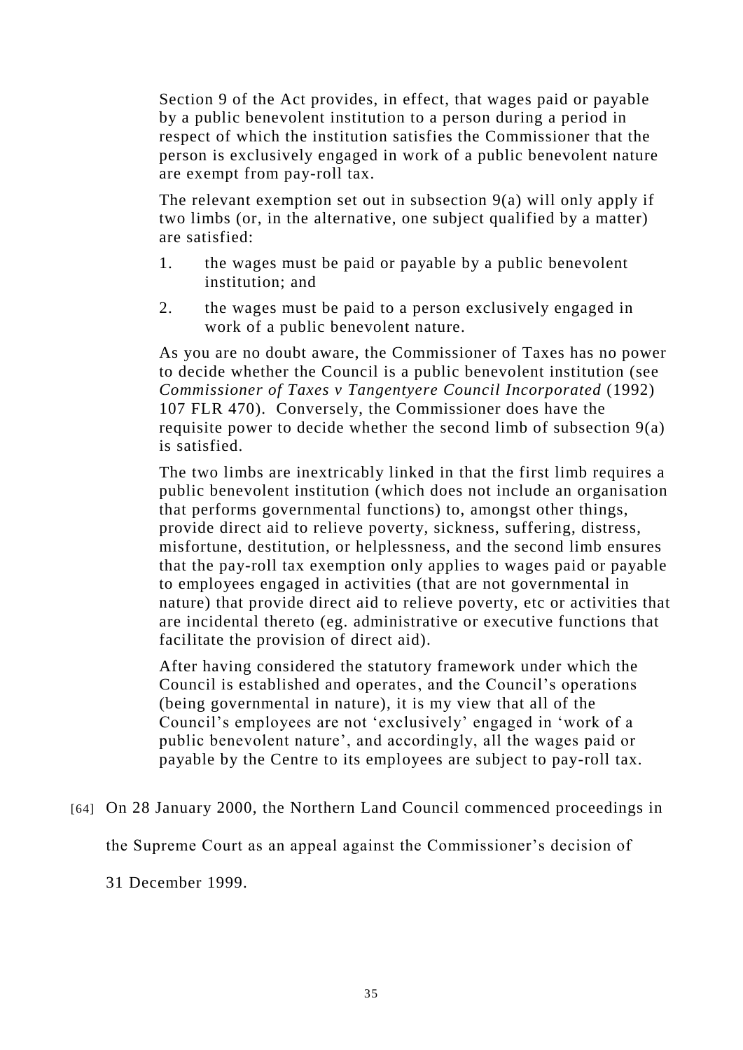> Section 9 of the Act provides, in effect, that wages paid or payable by a public benevolent institution to a person during a period in respect of which the institution satisfies the Commissioner that the person is exclusively engaged in work of a public benevolent nature are exempt from pay-roll tax.
>
> The relevant exemption set out in subsection 9(a) will only apply if two limbs (or, in the alternative, one subject qualified by a matter) are satisfied:
>
> 1. the wages must be paid or payable by a public benevolent institution; and
> 2. the wages must be paid to a person exclusively engaged in work of a public benevolent nature.
>
> As you are no doubt aware, the Commissioner of Taxes has no power to decide whether the Council is a public benevolent institution (see *Commissioner of Taxes v Tangentyere Council Incorporated* (1992) 107 FLR 470). Conversely, the Commissioner does have the requisite power to decide whether the second limb of subsection 9(a) is satisfied.
>
> The two limbs are inextricably linked in that the first limb requires a public benevolent institution (which does not include an organisation that performs governmental functions) to, amongst other things, provide direct aid to relieve poverty, sickness, suffering, distress, misfortune, destitution, or helplessness, and the second limb ensures that the pay-roll tax exemption only applies to wages paid or payable to employees engaged in activities (that are not governmental in nature) that provide direct aid to relieve poverty, etc or activities that are incidental thereto (eg. administrative or executive functions that facilitate the provision of direct aid).
>
> After having considered the statutory framework under which the Council is established and operates, and the Council's operations (being governmental in nature), it is my view that all of the Council's employees are not 'exclusively' engaged in 'work of a public benevolent nature', and accordingly, all the wages paid or payable by the Centre to its employees are subject to pay-roll tax.

[64] On 28 January 2000, the Northern Land Council commenced proceedings in the Supreme Court as an appeal against the Commissioner's decision of 31 December 1999.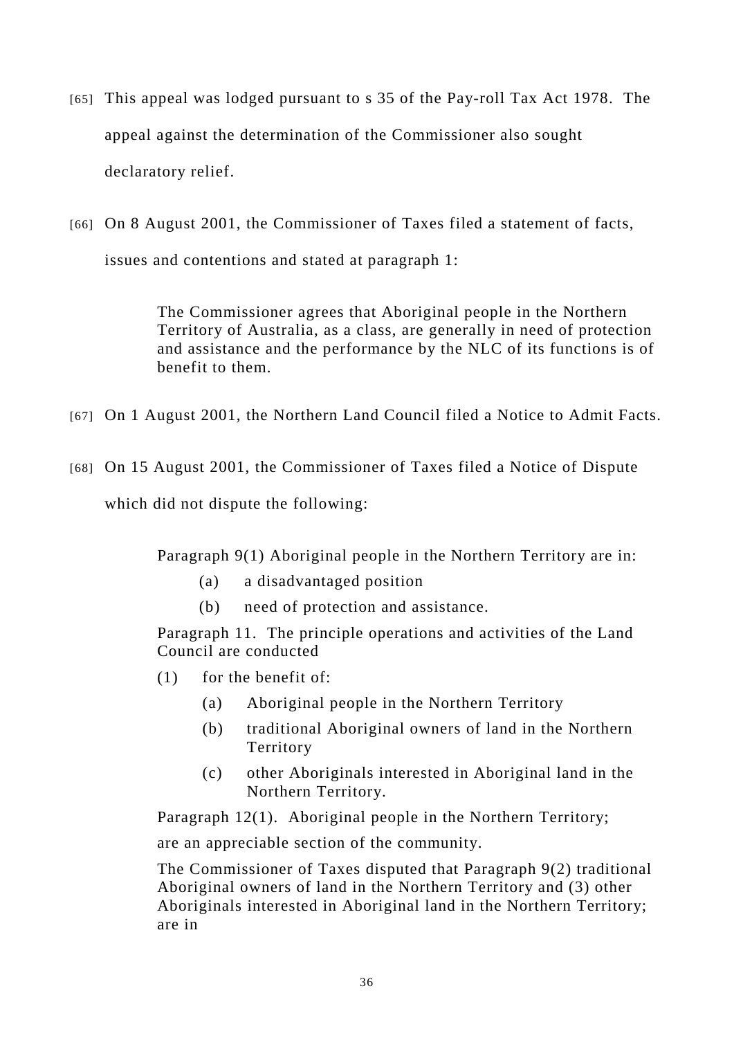[65] This appeal was lodged pursuant to s 35 of the Pay-roll Tax Act 1978. The appeal against the determination of the Commissioner also sought declaratory relief.

[66] On 8 August 2001, the Commissioner of Taxes filed a statement of facts, issues and contentions and stated at paragraph 1:

> The Commissioner agrees that Aboriginal people in the Northern Territory of Australia, as a class, are generally in need of protection and assistance and the performance by the NLC of its functions is of benefit to them.

[67] On 1 August 2001, the Northern Land Council filed a Notice to Admit Facts.

[68] On 15 August 2001, the Commissioner of Taxes filed a Notice of Dispute which did not dispute the following:

> Paragraph 9(1) Aboriginal people in the Northern Territory are in:
>
> (a) a disadvantaged position
>
> (b) need of protection and assistance.
>
> Paragraph 11. The principle operations and activities of the Land Council are conducted
>
> (1) for the benefit of:
>
> (a) Aboriginal people in the Northern Territory
>
> (b) traditional Aboriginal owners of land in the Northern Territory
>
> (c) other Aboriginals interested in Aboriginal land in the Northern Territory.
>
> Paragraph 12(1). Aboriginal people in the Northern Territory;
>
> are an appreciable section of the community.
>
> The Commissioner of Taxes disputed that Paragraph 9(2) traditional Aboriginal owners of land in the Northern Territory and (3) other Aboriginals interested in Aboriginal land in the Northern Territory; are in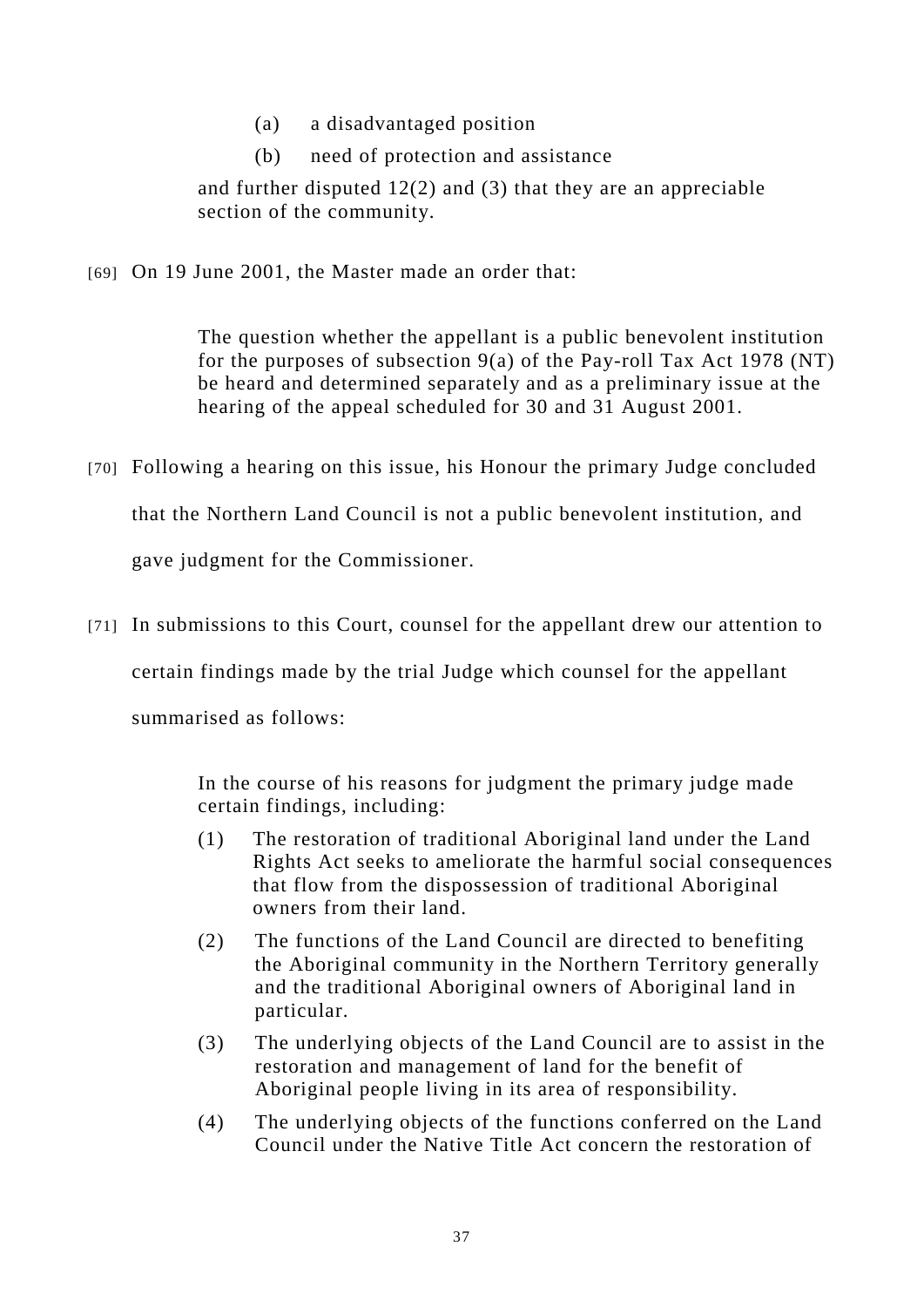(a) a disadvantaged position

(b) need of protection and assistance

and further disputed 12(2) and (3) that they are an appreciable section of the community.

[69] On 19 June 2001, the Master made an order that:

> The question whether the appellant is a public benevolent institution for the purposes of subsection 9(a) of the Pay-roll Tax Act 1978 (NT) be heard and determined separately and as a preliminary issue at the hearing of the appeal scheduled for 30 and 31 August 2001.

[70] Following a hearing on this issue, his Honour the primary Judge concluded that the Northern Land Council is not a public benevolent institution, and gave judgment for the Commissioner.

[71] In submissions to this Court, counsel for the appellant drew our attention to certain findings made by the trial Judge which counsel for the appellant summarised as follows:

> In the course of his reasons for judgment the primary judge made certain findings, including:
>
> (1) The restoration of traditional Aboriginal land under the Land Rights Act seeks to ameliorate the harmful social consequences that flow from the dispossession of traditional Aboriginal owners from their land.
>
> (2) The functions of the Land Council are directed to benefiting the Aboriginal community in the Northern Territory generally and the traditional Aboriginal owners of Aboriginal land in particular.
>
> (3) The underlying objects of the Land Council are to assist in the restoration and management of land for the benefit of Aboriginal people living in its area of responsibility.
>
> (4) The underlying objects of the functions conferred on the Land Council under the Native Title Act concern the restoration of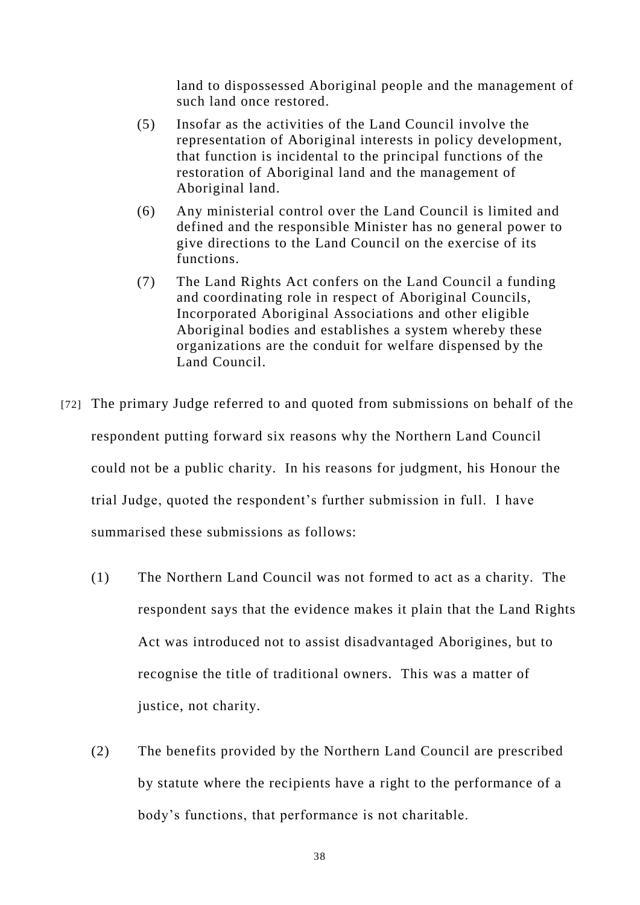land to dispossessed Aboriginal people and the management of such land once restored.

(5) Insofar as the activities of the Land Council involve the representation of Aboriginal interests in policy development, that function is incidental to the principal functions of the restoration of Aboriginal land and the management of Aboriginal land.

(6) Any ministerial control over the Land Council is limited and defined and the responsible Minister has no general power to give directions to the Land Council on the exercise of its functions.

(7) The Land Rights Act confers on the Land Council a funding and coordinating role in respect of Aboriginal Councils, Incorporated Aboriginal Associations and other eligible Aboriginal bodies and establishes a system whereby these organizations are the conduit for welfare dispensed by the Land Council.

[72] The primary Judge referred to and quoted from submissions on behalf of the respondent putting forward six reasons why the Northern Land Council could not be a public charity. In his reasons for judgment, his Honour the trial Judge, quoted the respondent's further submission in full. I have summarised these submissions as follows:

(1) The Northern Land Council was not formed to act as a charity. The respondent says that the evidence makes it plain that the Land Rights Act was introduced not to assist disadvantaged Aborigines, but to recognise the title of traditional owners. This was a matter of justice, not charity.

(2) The benefits provided by the Northern Land Council are prescribed by statute where the recipients have a right to the performance of a body's functions, that performance is not charitable.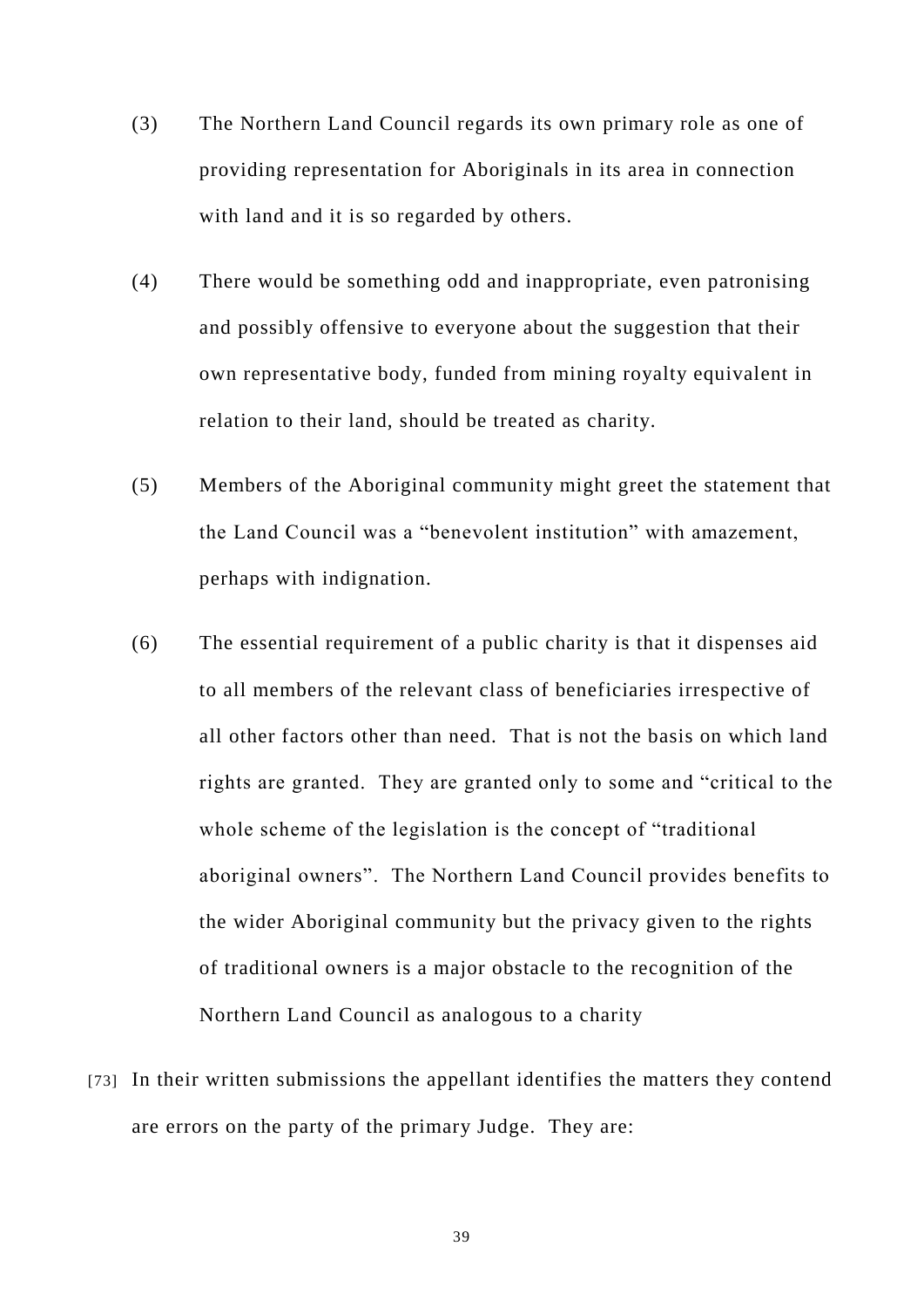(3) The Northern Land Council regards its own primary role as one of providing representation for Aboriginals in its area in connection with land and it is so regarded by others.

(4) There would be something odd and inappropriate, even patronising and possibly offensive to everyone about the suggestion that their own representative body, funded from mining royalty equivalent in relation to their land, should be treated as charity.

(5) Members of the Aboriginal community might greet the statement that the Land Council was a "benevolent institution" with amazement, perhaps with indignation.

(6) The essential requirement of a public charity is that it dispenses aid to all members of the relevant class of beneficiaries irrespective of all other factors other than need. That is not the basis on which land rights are granted. They are granted only to some and "critical to the whole scheme of the legislation is the concept of "traditional aboriginal owners". The Northern Land Council provides benefits to the wider Aboriginal community but the privacy given to the rights of traditional owners is a major obstacle to the recognition of the Northern Land Council as analogous to a charity

[73] In their written submissions the appellant identifies the matters they contend are errors on the party of the primary Judge. They are: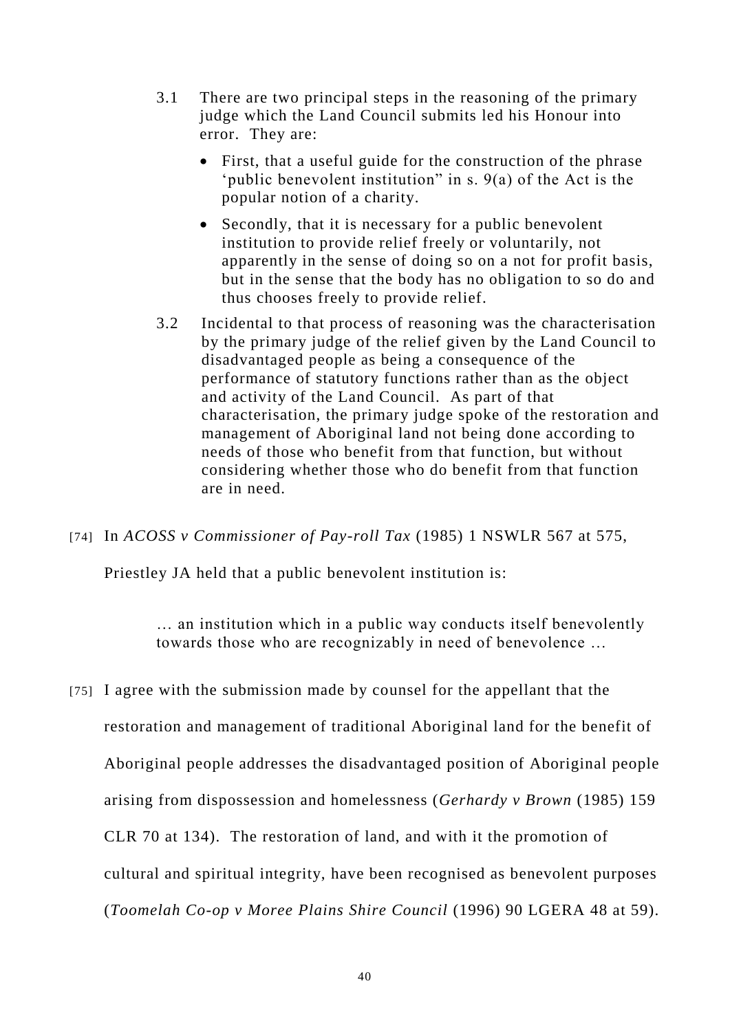3.1 There are two principal steps in the reasoning of the primary judge which the Land Council submits led his Honour into error. They are:

   - First, that a useful guide for the construction of the phrase 'public benevolent institution" in s. 9(a) of the Act is the popular notion of a charity.
   - Secondly, that it is necessary for a public benevolent institution to provide relief freely or voluntarily, not apparently in the sense of doing so on a not for profit basis, but in the sense that the body has no obligation to so do and thus chooses freely to provide relief.

3.2 Incidental to that process of reasoning was the characterisation by the primary judge of the relief given by the Land Council to disadvantaged people as being a consequence of the performance of statutory functions rather than as the object and activity of the Land Council. As part of that characterisation, the primary judge spoke of the restoration and management of Aboriginal land not being done according to needs of those who benefit from that function, but without considering whether those who do benefit from that function are in need.

[74] In *ACOSS v Commissioner of Pay-roll Tax* (1985) 1 NSWLR 567 at 575, Priestley JA held that a public benevolent institution is:

> … an institution which in a public way conducts itself benevolently towards those who are recognizably in need of benevolence …

[75] I agree with the submission made by counsel for the appellant that the restoration and management of traditional Aboriginal land for the benefit of Aboriginal people addresses the disadvantaged position of Aboriginal people arising from dispossession and homelessness (*Gerhardy v Brown* (1985) 159 CLR 70 at 134). The restoration of land, and with it the promotion of cultural and spiritual integrity, have been recognised as benevolent purposes (*Toomelah Co-op v Moree Plains Shire Council* (1996) 90 LGERA 48 at 59).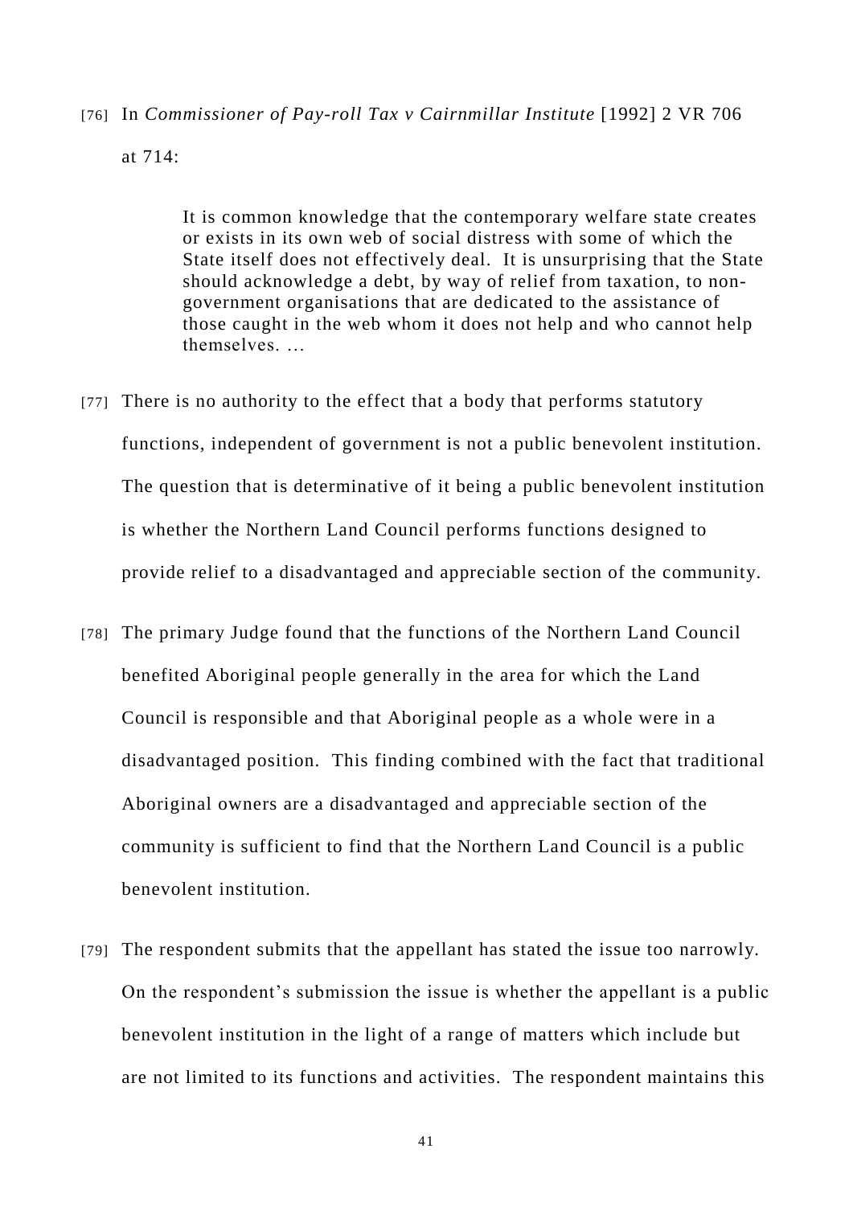[76] In *Commissioner of Pay-roll Tax v Cairnmillar Institute* [1992] 2 VR 706 at 714:

> It is common knowledge that the contemporary welfare state creates or exists in its own web of social distress with some of which the State itself does not effectively deal. It is unsurprising that the State should acknowledge a debt, by way of relief from taxation, to non-government organisations that are dedicated to the assistance of those caught in the web whom it does not help and who cannot help themselves. …

[77] There is no authority to the effect that a body that performs statutory functions, independent of government is not a public benevolent institution. The question that is determinative of it being a public benevolent institution is whether the Northern Land Council performs functions designed to provide relief to a disadvantaged and appreciable section of the community.

[78] The primary Judge found that the functions of the Northern Land Council benefited Aboriginal people generally in the area for which the Land Council is responsible and that Aboriginal people as a whole were in a disadvantaged position. This finding combined with the fact that traditional Aboriginal owners are a disadvantaged and appreciable section of the community is sufficient to find that the Northern Land Council is a public benevolent institution.

[79] The respondent submits that the appellant has stated the issue too narrowly. On the respondent's submission the issue is whether the appellant is a public benevolent institution in the light of a range of matters which include but are not limited to its functions and activities. The respondent maintains this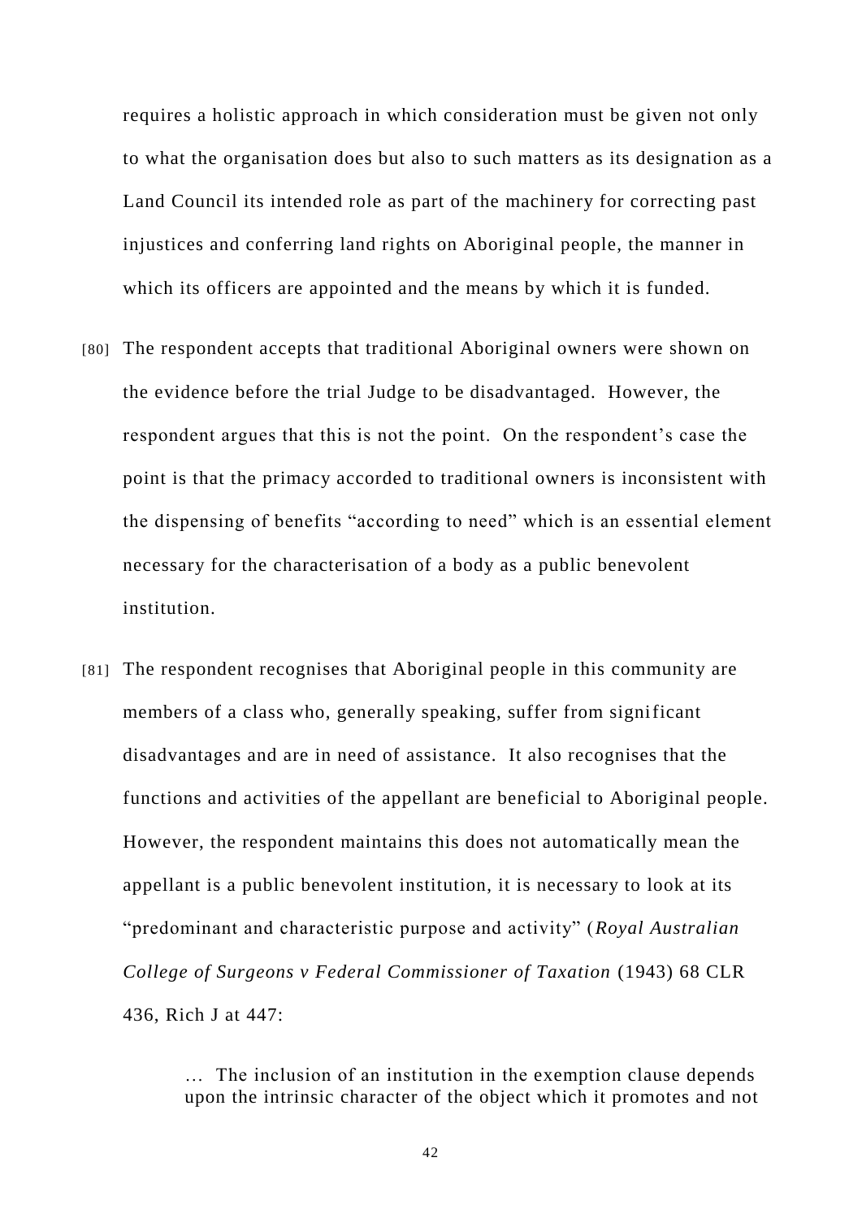requires a holistic approach in which consideration must be given not only to what the organisation does but also to such matters as its designation as a Land Council its intended role as part of the machinery for correcting past injustices and conferring land rights on Aboriginal people, the manner in which its officers are appointed and the means by which it is funded.

[80] The respondent accepts that traditional Aboriginal owners were shown on the evidence before the trial Judge to be disadvantaged. However, the respondent argues that this is not the point. On the respondent's case the point is that the primacy accorded to traditional owners is inconsistent with the dispensing of benefits "according to need" which is an essential element necessary for the characterisation of a body as a public benevolent institution.

[81] The respondent recognises that Aboriginal people in this community are members of a class who, generally speaking, suffer from significant disadvantages and are in need of assistance. It also recognises that the functions and activities of the appellant are beneficial to Aboriginal people. However, the respondent maintains this does not automatically mean the appellant is a public benevolent institution, it is necessary to look at its "predominant and characteristic purpose and activity" (*Royal Australian College of Surgeons v Federal Commissioner of Taxation* (1943) 68 CLR 436, Rich J at 447:

> … The inclusion of an institution in the exemption clause depends upon the intrinsic character of the object which it promotes and not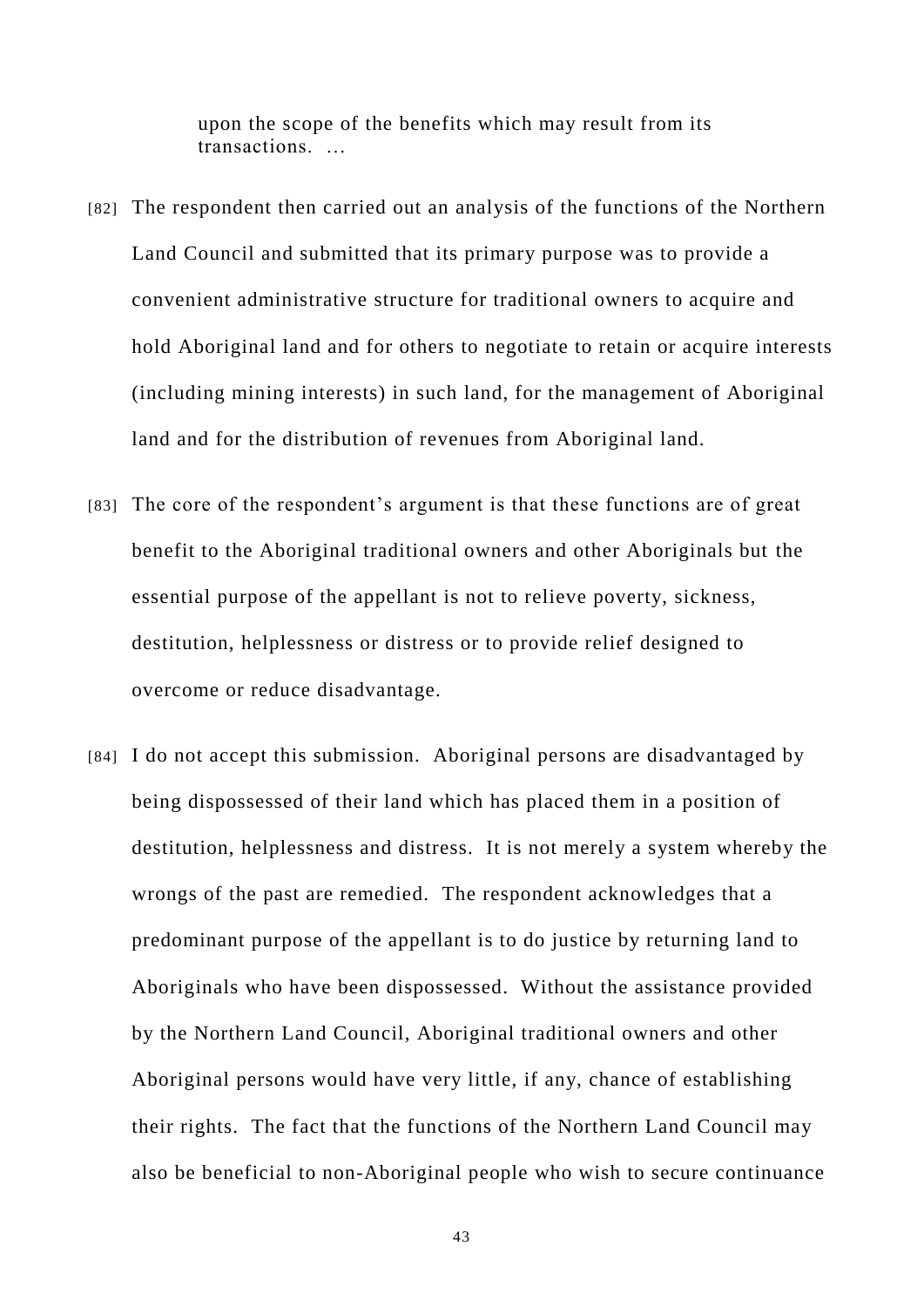> upon the scope of the benefits which may result from its transactions. …

[82] The respondent then carried out an analysis of the functions of the Northern Land Council and submitted that its primary purpose was to provide a convenient administrative structure for traditional owners to acquire and hold Aboriginal land and for others to negotiate to retain or acquire interests (including mining interests) in such land, for the management of Aboriginal land and for the distribution of revenues from Aboriginal land.

[83] The core of the respondent's argument is that these functions are of great benefit to the Aboriginal traditional owners and other Aboriginals but the essential purpose of the appellant is not to relieve poverty, sickness, destitution, helplessness or distress or to provide relief designed to overcome or reduce disadvantage.

[84] I do not accept this submission. Aboriginal persons are disadvantaged by being dispossessed of their land which has placed them in a position of destitution, helplessness and distress. It is not merely a system whereby the wrongs of the past are remedied. The respondent acknowledges that a predominant purpose of the appellant is to do justice by returning land to Aboriginals who have been dispossessed. Without the assistance provided by the Northern Land Council, Aboriginal traditional owners and other Aboriginal persons would have very little, if any, chance of establishing their rights. The fact that the functions of the Northern Land Council may also be beneficial to non-Aboriginal people who wish to secure continuance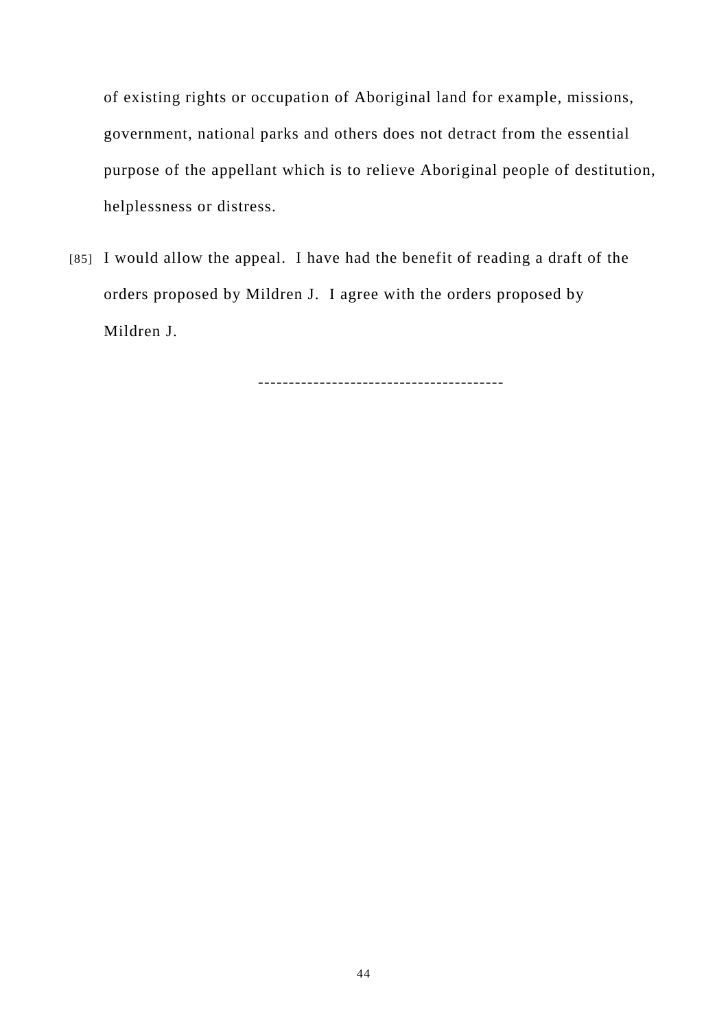of existing rights or occupation of Aboriginal land for example, missions, government, national parks and others does not detract from the essential purpose of the appellant which is to relieve Aboriginal people of destitution, helplessness or distress.

[85] I would allow the appeal. I have had the benefit of reading a draft of the orders proposed by Mildren J. I agree with the orders proposed by Mildren J.

----------------------------------------